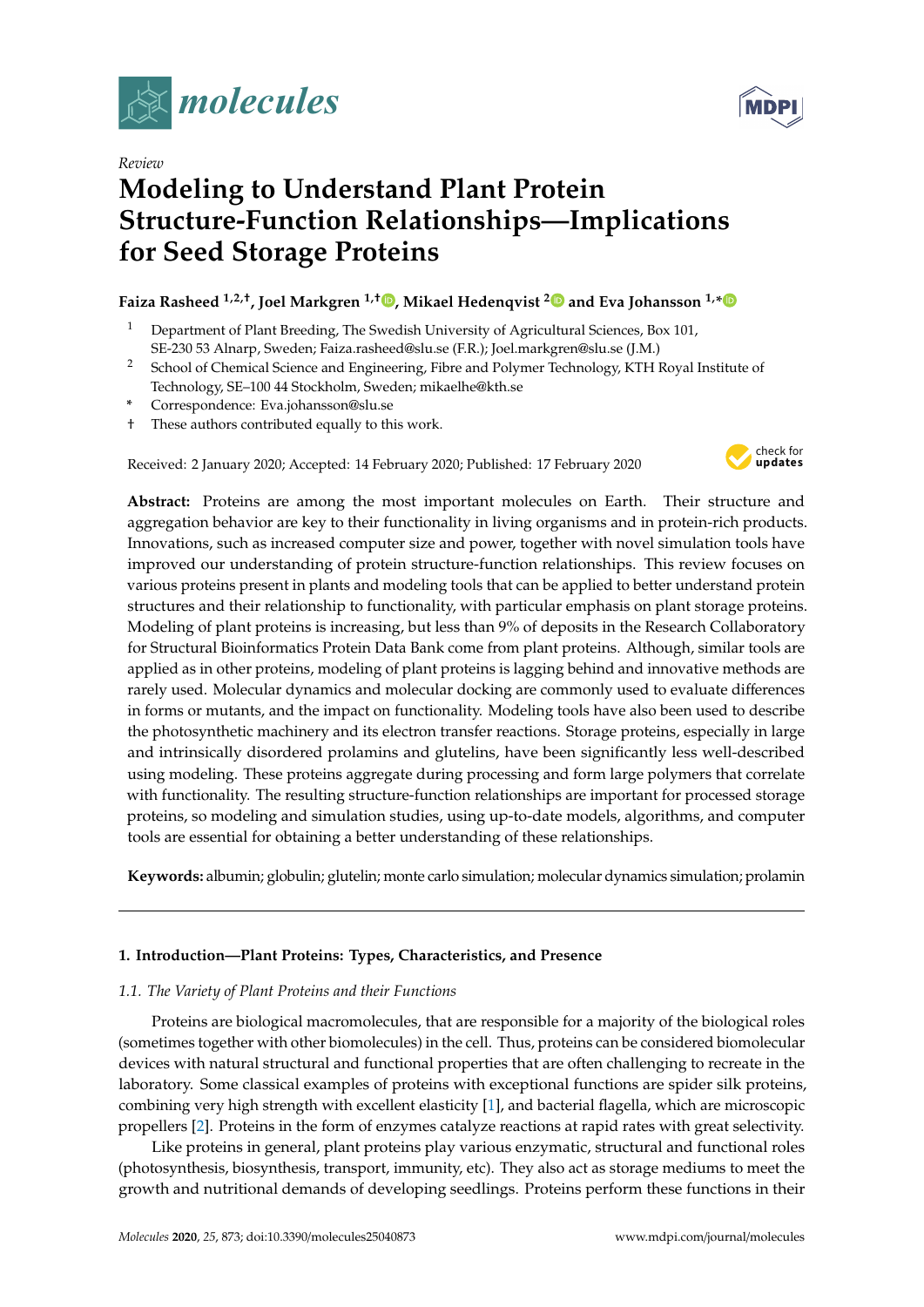*Review*

# Modeling to Understand Plant Protein Structure-Function Relationships—Implications for Seed Storage Proteins

**Faiza Rasheed [1,2,†], Joel Markgren [1,†], Mikael Hedenqvist [2] and Eva Johansson [1,*]**

1. Department of Plant Breeding, The Swedish University of Agricultural Sciences, Box 101, SE-230 53 Alnarp, Sweden; Faiza.rasheed@slu.se (F.R.); Joel.markgren@slu.se (J.M.)
2. School of Chemical Science and Engineering, Fibre and Polymer Technology, KTH Royal Institute of Technology, SE–100 44 Stockholm, Sweden; mikaelhe@kth.se

\* Correspondence: Eva.johansson@slu.se

† These authors contributed equally to this work.

Received: 2 January 2020; Accepted: 14 February 2020; Published: 17 February 2020

**Abstract:** Proteins are among the most important molecules on Earth. Their structure and aggregation behavior are key to their functionality in living organisms and in protein-rich products. Innovations, such as increased computer size and power, together with novel simulation tools have improved our understanding of protein structure-function relationships. This review focuses on various proteins present in plants and modeling tools that can be applied to better understand protein structures and their relationship to functionality, with particular emphasis on plant storage proteins. Modeling of plant proteins is increasing, but less than 9% of deposits in the Research Collaboratory for Structural Bioinformatics Protein Data Bank come from plant proteins. Although, similar tools are applied as in other proteins, modeling of plant proteins is lagging behind and innovative methods are rarely used. Molecular dynamics and molecular docking are commonly used to evaluate differences in forms or mutants, and the impact on functionality. Modeling tools have also been used to describe the photosynthetic machinery and its electron transfer reactions. Storage proteins, especially in large and intrinsically disordered prolamins and glutelins, have been significantly less well-described using modeling. These proteins aggregate during processing and form large polymers that correlate with functionality. The resulting structure-function relationships are important for processed storage proteins, so modeling and simulation studies, using up-to-date models, algorithms, and computer tools are essential for obtaining a better understanding of these relationships.

**Keywords:** albumin; globulin; glutelin; monte carlo simulation; molecular dynamics simulation; prolamin

## 1. Introduction—Plant Proteins: Types, Characteristics, and Presence

### 1.1. The Variety of Plant Proteins and their Functions

Proteins are biological macromolecules, that are responsible for a majority of the biological roles (sometimes together with other biomolecules) in the cell. Thus, proteins can be considered biomolecular devices with natural structural and functional properties that are often challenging to recreate in the laboratory. Some classical examples of proteins with exceptional functions are spider silk proteins, combining very high strength with excellent elasticity [1], and bacterial flagella, which are microscopic propellers [2]. Proteins in the form of enzymes catalyze reactions at rapid rates with great selectivity.

Like proteins in general, plant proteins play various enzymatic, structural and functional roles (photosynthesis, biosynthesis, transport, immunity, etc). They also act as storage mediums to meet the growth and nutritional demands of developing seedlings. Proteins perform these functions in their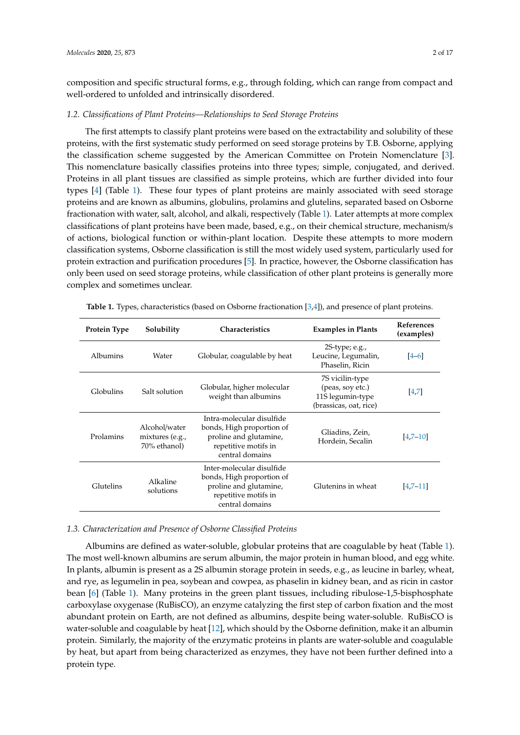composition and specific structural forms, e.g., through folding, which can range from compact and well-ordered to unfolded and intrinsically disordered.

### 1.2. Classifications of Plant Proteins—Relationships to Seed Storage Proteins

The first attempts to classify plant proteins were based on the extractability and solubility of these proteins, with the first systematic study performed on seed storage proteins by T.B. Osborne, applying the classification scheme suggested by the American Committee on Protein Nomenclature [3]. This nomenclature basically classifies proteins into three types; simple, conjugated, and derived. Proteins in all plant tissues are classified as simple proteins, which are further divided into four types [4] (Table 1). These four types of plant proteins are mainly associated with seed storage proteins and are known as albumins, globulins, prolamins and glutelins, separated based on Osborne fractionation with water, salt, alcohol, and alkali, respectively (Table 1). Later attempts at more complex classifications of plant proteins have been made, based, e.g., on their chemical structure, mechanism/s of actions, biological function or within-plant location. Despite these attempts to more modern classification systems, Osborne classification is still the most widely used system, particularly used for protein extraction and purification procedures [5]. In practice, however, the Osborne classification has only been used on seed storage proteins, while classification of other plant proteins is generally more complex and sometimes unclear.

**Table 1.** Types, characteristics (based on Osborne fractionation [3,4]), and presence of plant proteins.

| Protein Type | Solubility | Characteristics | Examples in Plants | References (examples) |
|---|---|---|---|---|
| Albumins | Water | Globular, coagulable by heat | 2S-type; e.g., Leucine, Legumalin, Phaselin, Ricin | [4–6] |
| Globulins | Salt solution | Globular, higher molecular weight than albumins | 7S vicilin-type (peas, soy etc.) 11S legumin-type (brassicas, oat, rice) | [4,7] |
| Prolamins | Alcohol/water mixtures (e.g., 70% ethanol) | Intra-molecular disulfide bonds, High proportion of proline and glutamine, repetitive motifs in central domains | Gliadins, Zein, Hordein, Secalin | [4,7–10] |
| Glutelins | Alkaline solutions | Inter-molecular disulfide bonds, High proportion of proline and glutamine, repetitive motifs in central domains | Glutenins in wheat | [4,7–11] |

### 1.3. Characterization and Presence of Osborne Classified Proteins

Albumins are defined as water-soluble, globular proteins that are coagulable by heat (Table 1). The most well-known albumins are serum albumin, the major protein in human blood, and egg white. In plants, albumin is present as a 2S albumin storage protein in seeds, e.g., as leucine in barley, wheat, and rye, as legumelin in pea, soybean and cowpea, as phaselin in kidney bean, and as ricin in castor bean [6] (Table 1). Many proteins in the green plant tissues, including ribulose-1,5-bisphosphate carboxylase oxygenase (RuBisCO), an enzyme catalyzing the first step of carbon fixation and the most abundant protein on Earth, are not defined as albumins, despite being water-soluble. RuBisCO is water-soluble and coagulable by heat [12], which should by the Osborne definition, make it an albumin protein. Similarly, the majority of the enzymatic proteins in plants are water-soluble and coagulable by heat, but apart from being characterized as enzymes, they have not been further defined into a protein type.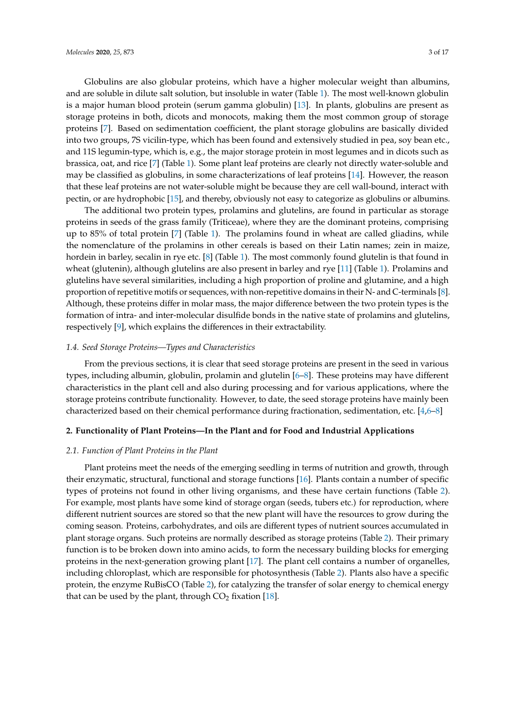Globulins are also globular proteins, which have a higher molecular weight than albumins, and are soluble in dilute salt solution, but insoluble in water (Table 1). The most well-known globulin is a major human blood protein (serum gamma globulin) [13]. In plants, globulins are present as storage proteins in both, dicots and monocots, making them the most common group of storage proteins [7]. Based on sedimentation coefficient, the plant storage globulins are basically divided into two groups, 7S vicilin-type, which has been found and extensively studied in pea, soy bean etc., and 11S legumin-type, which is, e.g., the major storage protein in most legumes and in dicots such as brassica, oat, and rice [7] (Table 1). Some plant leaf proteins are clearly not directly water-soluble and may be classified as globulins, in some characterizations of leaf proteins [14]. However, the reason that these leaf proteins are not water-soluble might be because they are cell wall-bound, interact with pectin, or are hydrophobic [15], and thereby, obviously not easy to categorize as globulins or albumins.

The additional two protein types, prolamins and glutelins, are found in particular as storage proteins in seeds of the grass family (Triticeae), where they are the dominant proteins, comprising up to 85% of total protein [7] (Table 1). The prolamins found in wheat are called gliadins, while the nomenclature of the prolamins in other cereals is based on their Latin names; zein in maize, hordein in barley, secalin in rye etc. [8] (Table 1). The most commonly found glutelin is that found in wheat (glutenin), although glutelins are also present in barley and rye [11] (Table 1). Prolamins and glutelins have several similarities, including a high proportion of proline and glutamine, and a high proportion of repetitive motifs or sequences, with non-repetitive domains in their N- and C-terminals [8]. Although, these proteins differ in molar mass, the major difference between the two protein types is the formation of intra- and inter-molecular disulfide bonds in the native state of prolamins and glutelins, respectively [9], which explains the differences in their extractability.

### *1.4. Seed Storage Proteins—Types and Characteristics*

From the previous sections, it is clear that seed storage proteins are present in the seed in various types, including albumin, globulin, prolamin and glutelin [6–8]. These proteins may have different characteristics in the plant cell and also during processing and for various applications, where the storage proteins contribute functionality. However, to date, the seed storage proteins have mainly been characterized based on their chemical performance during fractionation, sedimentation, etc. [4,6–8]

## 2. Functionality of Plant Proteins—In the Plant and for Food and Industrial Applications

### *2.1. Function of Plant Proteins in the Plant*

Plant proteins meet the needs of the emerging seedling in terms of nutrition and growth, through their enzymatic, structural, functional and storage functions [16]. Plants contain a number of specific types of proteins not found in other living organisms, and these have certain functions (Table 2). For example, most plants have some kind of storage organ (seeds, tubers etc.) for reproduction, where different nutrient sources are stored so that the new plant will have the resources to grow during the coming season. Proteins, carbohydrates, and oils are different types of nutrient sources accumulated in plant storage organs. Such proteins are normally described as storage proteins (Table 2). Their primary function is to be broken down into amino acids, to form the necessary building blocks for emerging proteins in the next-generation growing plant [17]. The plant cell contains a number of organelles, including chloroplast, which are responsible for photosynthesis (Table 2). Plants also have a specific protein, the enzyme RuBisCO (Table 2), for catalyzing the transfer of solar energy to chemical energy that can be used by the plant, through $CO_2$ fixation [18].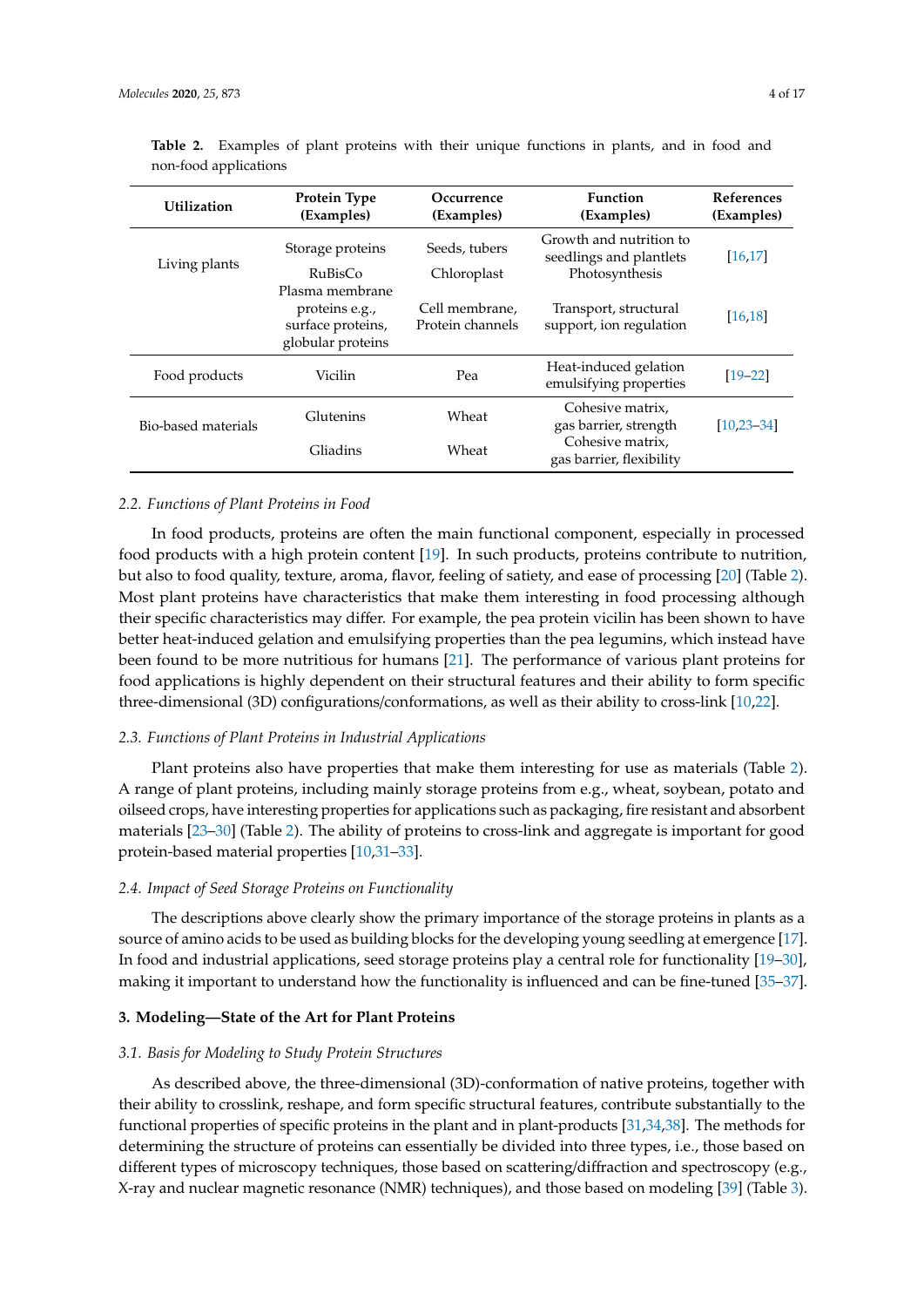**Table 2.** Examples of plant proteins with their unique functions in plants, and in food and non-food applications

| Utilization | Protein Type (Examples) | Occurrence (Examples) | Function (Examples) | References (Examples) |
|---|---|---|---|---|
| Living plants | Storage proteins | Seeds, tubers | Growth and nutrition to seedlings and plantlets | [16,17] |
| | RuBisCo | Chloroplast | Photosynthesis | |
| | Plasma membrane proteins e.g., surface proteins, globular proteins | Cell membrane, Protein channels | Transport, structural support, ion regulation | [16,18] |
| Food products | Vicilin | Pea | Heat-induced gelation emulsifying properties | [19–22] |
| Bio-based materials | Glutenins | Wheat | Cohesive matrix, gas barrier, strength | [10,23–34] |
| | Gliadins | Wheat | Cohesive matrix, gas barrier, flexibility | |

### 2.2. Functions of Plant Proteins in Food

In food products, proteins are often the main functional component, especially in processed food products with a high protein content [19]. In such products, proteins contribute to nutrition, but also to food quality, texture, aroma, flavor, feeling of satiety, and ease of processing [20] (Table 2). Most plant proteins have characteristics that make them interesting in food processing although their specific characteristics may differ. For example, the pea protein vicilin has been shown to have better heat-induced gelation and emulsifying properties than the pea legumins, which instead have been found to be more nutritious for humans [21]. The performance of various plant proteins for food applications is highly dependent on their structural features and their ability to form specific three-dimensional (3D) configurations/conformations, as well as their ability to cross-link [10,22].

### 2.3. Functions of Plant Proteins in Industrial Applications

Plant proteins also have properties that make them interesting for use as materials (Table 2). A range of plant proteins, including mainly storage proteins from e.g., wheat, soybean, potato and oilseed crops, have interesting properties for applications such as packaging, fire resistant and absorbent materials [23–30] (Table 2). The ability of proteins to cross-link and aggregate is important for good protein-based material properties [10,31–33].

### 2.4. Impact of Seed Storage Proteins on Functionality

The descriptions above clearly show the primary importance of the storage proteins in plants as a source of amino acids to be used as building blocks for the developing young seedling at emergence [17]. In food and industrial applications, seed storage proteins play a central role for functionality [19–30], making it important to understand how the functionality is influenced and can be fine-tuned [35–37].

## 3. Modeling—State of the Art for Plant Proteins

### 3.1. Basis for Modeling to Study Protein Structures

As described above, the three-dimensional (3D)-conformation of native proteins, together with their ability to crosslink, reshape, and form specific structural features, contribute substantially to the functional properties of specific proteins in the plant and in plant-products [31,34,38]. The methods for determining the structure of proteins can essentially be divided into three types, i.e., those based on different types of microscopy techniques, those based on scattering/diffraction and spectroscopy (e.g., X-ray and nuclear magnetic resonance (NMR) techniques), and those based on modeling [39] (Table 3).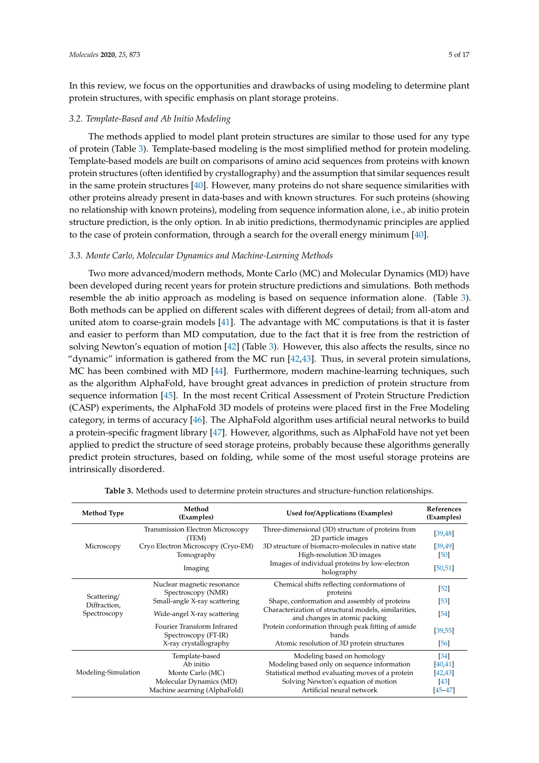In this review, we focus on the opportunities and drawbacks of using modeling to determine plant protein structures, with specific emphasis on plant storage proteins.

### 3.2. Template-Based and Ab Initio Modeling

The methods applied to model plant protein structures are similar to those used for any type of protein (Table 3). Template-based modeling is the most simplified method for protein modeling. Template-based models are built on comparisons of amino acid sequences from proteins with known protein structures (often identified by crystallography) and the assumption that similar sequences result in the same protein structures [40]. However, many proteins do not share sequence similarities with other proteins already present in data-bases and with known structures. For such proteins (showing no relationship with known proteins), modeling from sequence information alone, i.e., ab initio protein structure prediction, is the only option. In ab initio predictions, thermodynamic principles are applied to the case of protein conformation, through a search for the overall energy minimum [40].

### 3.3. Monte Carlo, Molecular Dynamics and Machine-Learning Methods

Two more advanced/modern methods, Monte Carlo (MC) and Molecular Dynamics (MD) have been developed during recent years for protein structure predictions and simulations. Both methods resemble the ab initio approach as modeling is based on sequence information alone. (Table 3). Both methods can be applied on different scales with different degrees of detail; from all-atom and united atom to coarse-grain models [41]. The advantage with MC computations is that it is faster and easier to perform than MD computation, due to the fact that it is free from the restriction of solving Newton's equation of motion [42] (Table 3). However, this also affects the results, since no "dynamic" information is gathered from the MC run [42,43]. Thus, in several protein simulations, MC has been combined with MD [44]. Furthermore, modern machine-learning techniques, such as the algorithm AlphaFold, have brought great advances in prediction of protein structure from sequence information [45]. In the most recent Critical Assessment of Protein Structure Prediction (CASP) experiments, the AlphaFold 3D models of proteins were placed first in the Free Modeling category, in terms of accuracy [46]. The AlphaFold algorithm uses artificial neural networks to build a protein-specific fragment library [47]. However, algorithms, such as AlphaFold have not yet been applied to predict the structure of seed storage proteins, probably because these algorithms generally predict protein structures, based on folding, while some of the most useful storage proteins are intrinsically disordered.

**Table 3.** Methods used to determine protein structures and structure-function relationships.

| Method Type | Method (Examples) | Used for/Applications (Examples) | References (Examples) |
|---|---|---|---|
| Microscopy | Transmission Electron Microscopy (TEM) | Three-dimensional (3D) structure of proteins from 2D particle images | [39,48] |
| | Cryo Electron Microscopy (Cryo-EM) | 3D structure of biomacro-molecules in native state | [39,49] |
| | Tomography | High-resolution 3D images | [50] |
| | Imaging | Images of individual proteins by low-electron holography | [50,51] |
| Scattering/ Diffraction, Spectroscopy | Nuclear magnetic resonance Spectroscopy (NMR) | Chemical shifts reflecting conformations of proteins | [52] |
| | Small-angle X-ray scattering | Shape, conformation and assembly of proteins | [53] |
| | Wide-angel X-ray scattering | Characterization of structural models, similarities, and changes in atomic packing | [54] |
| | Fourier Transform Infrared Spectroscopy (FT-IR) | Protein conformation through peak fitting of amide bands | [39,55] |
| | X-ray crystallography | Atomic resolution of 3D protein structures | [56] |
| Modeling-Simulation | Template-based | Modeling based on homology | [34] |
| | Ab initio | Modeling based only on sequence information | [40,41] |
| | Monte Carlo (MC) | Statistical method evaluating moves of a protein | [42,43] |
| | Molecular Dynamics (MD) | Solving Newton's equation of motion | [43] |
| | Machine aearning (AlphaFold) | Artificial neural network | [45–47] |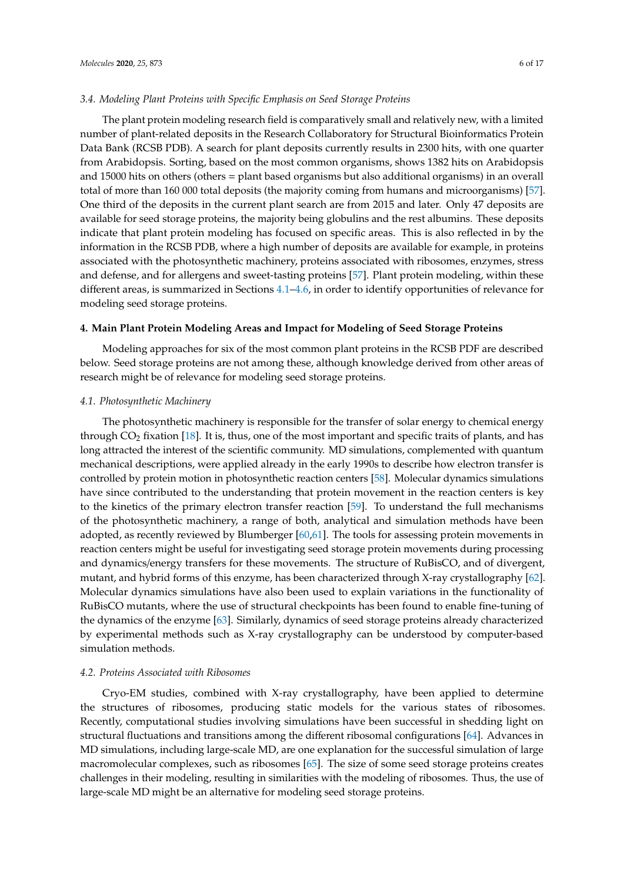### 3.4. Modeling Plant Proteins with Specific Emphasis on Seed Storage Proteins

The plant protein modeling research field is comparatively small and relatively new, with a limited number of plant-related deposits in the Research Collaboratory for Structural Bioinformatics Protein Data Bank (RCSB PDB). A search for plant deposits currently results in 2300 hits, with one quarter from Arabidopsis. Sorting, based on the most common organisms, shows 1382 hits on Arabidopsis and 15000 hits on others (others = plant based organisms but also additional organisms) in an overall total of more than 160 000 total deposits (the majority coming from humans and microorganisms) [57]. One third of the deposits in the current plant search are from 2015 and later. Only 47 deposits are available for seed storage proteins, the majority being globulins and the rest albumins. These deposits indicate that plant protein modeling has focused on specific areas. This is also reflected in by the information in the RCSB PDB, where a high number of deposits are available for example, in proteins associated with the photosynthetic machinery, proteins associated with ribosomes, enzymes, stress and defense, and for allergens and sweet-tasting proteins [57]. Plant protein modeling, within these different areas, is summarized in Sections 4.1–4.6, in order to identify opportunities of relevance for modeling seed storage proteins.

## 4. Main Plant Protein Modeling Areas and Impact for Modeling of Seed Storage Proteins

Modeling approaches for six of the most common plant proteins in the RCSB PDF are described below. Seed storage proteins are not among these, although knowledge derived from other areas of research might be of relevance for modeling seed storage proteins.

### 4.1. Photosynthetic Machinery

The photosynthetic machinery is responsible for the transfer of solar energy to chemical energy through $CO_2$ fixation [18]. It is, thus, one of the most important and specific traits of plants, and has long attracted the interest of the scientific community. MD simulations, complemented with quantum mechanical descriptions, were applied already in the early 1990s to describe how electron transfer is controlled by protein motion in photosynthetic reaction centers [58]. Molecular dynamics simulations have since contributed to the understanding that protein movement in the reaction centers is key to the kinetics of the primary electron transfer reaction [59]. To understand the full mechanisms of the photosynthetic machinery, a range of both, analytical and simulation methods have been adopted, as recently reviewed by Blumberger [60,61]. The tools for assessing protein movements in reaction centers might be useful for investigating seed storage protein movements during processing and dynamics/energy transfers for these movements. The structure of RuBisCO, and of divergent, mutant, and hybrid forms of this enzyme, has been characterized through X-ray crystallography [62]. Molecular dynamics simulations have also been used to explain variations in the functionality of RuBisCO mutants, where the use of structural checkpoints has been found to enable fine-tuning of the dynamics of the enzyme [63]. Similarly, dynamics of seed storage proteins already characterized by experimental methods such as X-ray crystallography can be understood by computer-based simulation methods.

### 4.2. Proteins Associated with Ribosomes

Cryo-EM studies, combined with X-ray crystallography, have been applied to determine the structures of ribosomes, producing static models for the various states of ribosomes. Recently, computational studies involving simulations have been successful in shedding light on structural fluctuations and transitions among the different ribosomal configurations [64]. Advances in MD simulations, including large-scale MD, are one explanation for the successful simulation of large macromolecular complexes, such as ribosomes [65]. The size of some seed storage proteins creates challenges in their modeling, resulting in similarities with the modeling of ribosomes. Thus, the use of large-scale MD might be an alternative for modeling seed storage proteins.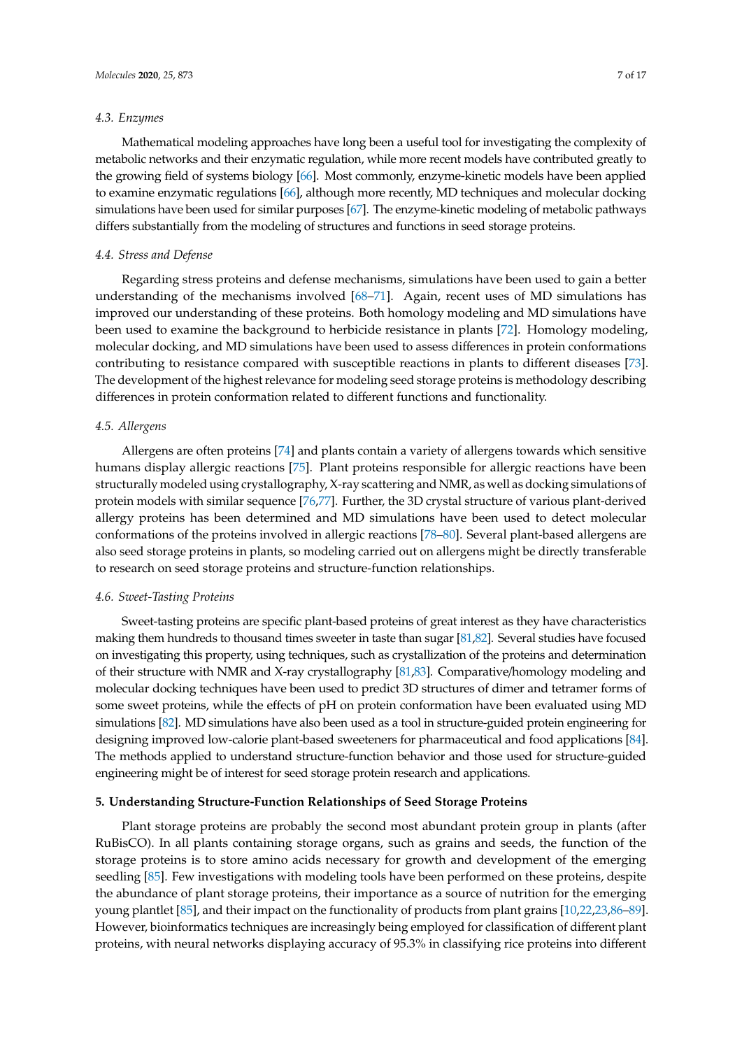### 4.3. Enzymes

Mathematical modeling approaches have long been a useful tool for investigating the complexity of metabolic networks and their enzymatic regulation, while more recent models have contributed greatly to the growing field of systems biology [66]. Most commonly, enzyme-kinetic models have been applied to examine enzymatic regulations [66], although more recently, MD techniques and molecular docking simulations have been used for similar purposes [67]. The enzyme-kinetic modeling of metabolic pathways differs substantially from the modeling of structures and functions in seed storage proteins.

### 4.4. Stress and Defense

Regarding stress proteins and defense mechanisms, simulations have been used to gain a better understanding of the mechanisms involved [68–71]. Again, recent uses of MD simulations has improved our understanding of these proteins. Both homology modeling and MD simulations have been used to examine the background to herbicide resistance in plants [72]. Homology modeling, molecular docking, and MD simulations have been used to assess differences in protein conformations contributing to resistance compared with susceptible reactions in plants to different diseases [73]. The development of the highest relevance for modeling seed storage proteins is methodology describing differences in protein conformation related to different functions and functionality.

### 4.5. Allergens

Allergens are often proteins [74] and plants contain a variety of allergens towards which sensitive humans display allergic reactions [75]. Plant proteins responsible for allergic reactions have been structurally modeled using crystallography, X-ray scattering and NMR, as well as docking simulations of protein models with similar sequence [76,77]. Further, the 3D crystal structure of various plant-derived allergy proteins has been determined and MD simulations have been used to detect molecular conformations of the proteins involved in allergic reactions [78–80]. Several plant-based allergens are also seed storage proteins in plants, so modeling carried out on allergens might be directly transferable to research on seed storage proteins and structure-function relationships.

### 4.6. Sweet-Tasting Proteins

Sweet-tasting proteins are specific plant-based proteins of great interest as they have characteristics making them hundreds to thousand times sweeter in taste than sugar [81,82]. Several studies have focused on investigating this property, using techniques, such as crystallization of the proteins and determination of their structure with NMR and X-ray crystallography [81,83]. Comparative/homology modeling and molecular docking techniques have been used to predict 3D structures of dimer and tetramer forms of some sweet proteins, while the effects of pH on protein conformation have been evaluated using MD simulations [82]. MD simulations have also been used as a tool in structure-guided protein engineering for designing improved low-calorie plant-based sweeteners for pharmaceutical and food applications [84]. The methods applied to understand structure-function behavior and those used for structure-guided engineering might be of interest for seed storage protein research and applications.

## 5. Understanding Structure-Function Relationships of Seed Storage Proteins

Plant storage proteins are probably the second most abundant protein group in plants (after RuBisCO). In all plants containing storage organs, such as grains and seeds, the function of the storage proteins is to store amino acids necessary for growth and development of the emerging seedling [85]. Few investigations with modeling tools have been performed on these proteins, despite the abundance of plant storage proteins, their importance as a source of nutrition for the emerging young plantlet [85], and their impact on the functionality of products from plant grains [10,22,23,86–89]. However, bioinformatics techniques are increasingly being employed for classification of different plant proteins, with neural networks displaying accuracy of 95.3% in classifying rice proteins into different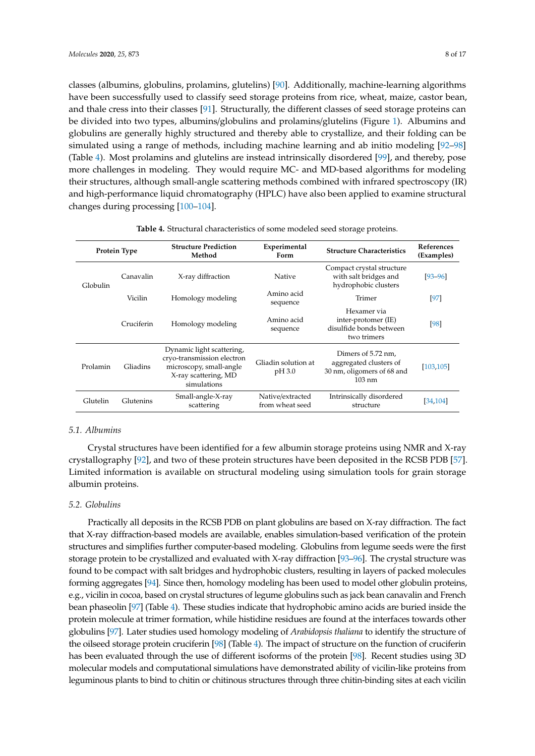classes (albumins, globulins, prolamins, glutelins) [90]. Additionally, machine-learning algorithms have been successfully used to classify seed storage proteins from rice, wheat, maize, castor bean, and thale cress into their classes [91]. Structurally, the different classes of seed storage proteins can be divided into two types, albumins/globulins and prolamins/glutelins (Figure 1). Albumins and globulins are generally highly structured and thereby able to crystallize, and their folding can be simulated using a range of methods, including machine learning and ab initio modeling [92–98] (Table 4). Most prolamins and glutelins are instead intrinsically disordered [99], and thereby, pose more challenges in modeling. They would require MC- and MD-based algorithms for modeling their structures, although small-angle scattering methods combined with infrared spectroscopy (IR) and high-performance liquid chromatography (HPLC) have also been applied to examine structural changes during processing [100–104].

**Table 4.** Structural characteristics of some modeled seed storage proteins.

| Protein Type | | Structure Prediction Method | Experimental Form | Structure Characteristics | References (Examples) |
|---|---|---|---|---|---|
| Globulin | Canavalin | X-ray diffraction | Native | Compact crystal structure with salt bridges and hydrophobic clusters | [93–96] |
| | Vicilin | Homology modeling | Amino acid sequence | Trimer | [97] |
| | Cruciferin | Homology modeling | Amino acid sequence | Hexamer via inter-protomer (IE) disulfide bonds between two trimers | [98] |
| Prolamin | Gliadins | Dynamic light scattering, cryo-transmission electron microscopy, small-angle X-ray scattering, MD simulations | Gliadin solution at pH 3.0 | Dimers of 5.72 nm, aggregated clusters of 30 nm, oligomers of 68 and 103 nm | [103,105] |
| Glutelin | Glutenins | Small-angle-X-ray scattering | Native/extracted from wheat seed | Intrinsically disordered structure | [34,104] |

### 5.1. Albumins

Crystal structures have been identified for a few albumin storage proteins using NMR and X-ray crystallography [92], and two of these protein structures have been deposited in the RCSB PDB [57]. Limited information is available on structural modeling using simulation tools for grain storage albumin proteins.

### 5.2. Globulins

Practically all deposits in the RCSB PDB on plant globulins are based on X-ray diffraction. The fact that X-ray diffraction-based models are available, enables simulation-based verification of the protein structures and simplifies further computer-based modeling. Globulins from legume seeds were the first storage protein to be crystallized and evaluated with X-ray diffraction [93–96]. The crystal structure was found to be compact with salt bridges and hydrophobic clusters, resulting in layers of packed molecules forming aggregates [94]. Since then, homology modeling has been used to model other globulin proteins, e.g., vicilin in cocoa, based on crystal structures of legume globulins such as jack bean canavalin and French bean phaseolin [97] (Table 4). These studies indicate that hydrophobic amino acids are buried inside the protein molecule at trimer formation, while histidine residues are found at the interfaces towards other globulins [97]. Later studies used homology modeling of *Arabidopsis thaliana* to identify the structure of the oilseed storage protein cruciferin [98] (Table 4). The impact of structure on the function of cruciferin has been evaluated through the use of different isoforms of the protein [98]. Recent studies using 3D molecular models and computational simulations have demonstrated ability of vicilin-like proteins from leguminous plants to bind to chitin or chitinous structures through three chitin-binding sites at each vicilin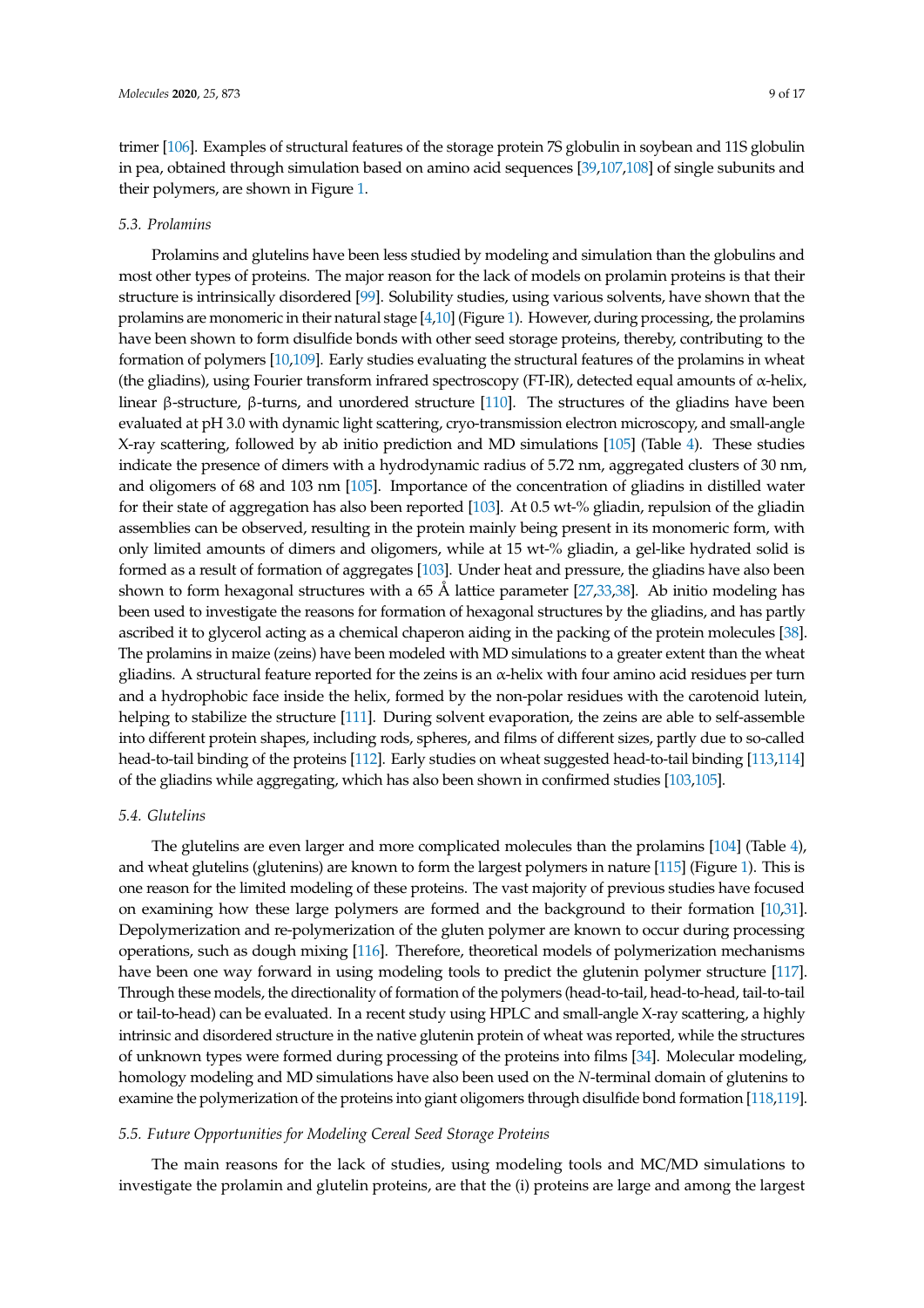trimer [106]. Examples of structural features of the storage protein 7S globulin in soybean and 11S globulin in pea, obtained through simulation based on amino acid sequences [39,107,108] of single subunits and their polymers, are shown in Figure 1.

### 5.3. Prolamins

Prolamins and glutelins have been less studied by modeling and simulation than the globulins and most other types of proteins. The major reason for the lack of models on prolamin proteins is that their structure is intrinsically disordered [99]. Solubility studies, using various solvents, have shown that the prolamins are monomeric in their natural stage [4,10] (Figure 1). However, during processing, the prolamins have been shown to form disulfide bonds with other seed storage proteins, thereby, contributing to the formation of polymers [10,109]. Early studies evaluating the structural features of the prolamins in wheat (the gliadins), using Fourier transform infrared spectroscopy (FT-IR), detected equal amounts of α-helix, linear β-structure, β-turns, and unordered structure [110]. The structures of the gliadins have been evaluated at pH 3.0 with dynamic light scattering, cryo-transmission electron microscopy, and small-angle X-ray scattering, followed by ab initio prediction and MD simulations [105] (Table 4). These studies indicate the presence of dimers with a hydrodynamic radius of 5.72 nm, aggregated clusters of 30 nm, and oligomers of 68 and 103 nm [105]. Importance of the concentration of gliadins in distilled water for their state of aggregation has also been reported [103]. At 0.5 wt-% gliadin, repulsion of the gliadin assemblies can be observed, resulting in the protein mainly being present in its monomeric form, with only limited amounts of dimers and oligomers, while at 15 wt-% gliadin, a gel-like hydrated solid is formed as a result of formation of aggregates [103]. Under heat and pressure, the gliadins have also been shown to form hexagonal structures with a 65 Å lattice parameter [27,33,38]. Ab initio modeling has been used to investigate the reasons for formation of hexagonal structures by the gliadins, and has partly ascribed it to glycerol acting as a chemical chaperon aiding in the packing of the protein molecules [38]. The prolamins in maize (zeins) have been modeled with MD simulations to a greater extent than the wheat gliadins. A structural feature reported for the zeins is an α-helix with four amino acid residues per turn and a hydrophobic face inside the helix, formed by the non-polar residues with the carotenoid lutein, helping to stabilize the structure [111]. During solvent evaporation, the zeins are able to self-assemble into different protein shapes, including rods, spheres, and films of different sizes, partly due to so-called head-to-tail binding of the proteins [112]. Early studies on wheat suggested head-to-tail binding [113,114] of the gliadins while aggregating, which has also been shown in confirmed studies [103,105].

### 5.4. Glutelins

The glutelins are even larger and more complicated molecules than the prolamins [104] (Table 4), and wheat glutelins (glutenins) are known to form the largest polymers in nature [115] (Figure 1). This is one reason for the limited modeling of these proteins. The vast majority of previous studies have focused on examining how these large polymers are formed and the background to their formation [10,31]. Depolymerization and re-polymerization of the gluten polymer are known to occur during processing operations, such as dough mixing [116]. Therefore, theoretical models of polymerization mechanisms have been one way forward in using modeling tools to predict the glutenin polymer structure [117]. Through these models, the directionality of formation of the polymers (head-to-tail, head-to-head, tail-to-tail or tail-to-head) can be evaluated. In a recent study using HPLC and small-angle X-ray scattering, a highly intrinsic and disordered structure in the native glutenin protein of wheat was reported, while the structures of unknown types were formed during processing of the proteins into films [34]. Molecular modeling, homology modeling and MD simulations have also been used on the *N*-terminal domain of glutenins to examine the polymerization of the proteins into giant oligomers through disulfide bond formation [118,119].

### 5.5. Future Opportunities for Modeling Cereal Seed Storage Proteins

The main reasons for the lack of studies, using modeling tools and MC/MD simulations to investigate the prolamin and glutelin proteins, are that the (i) proteins are large and among the largest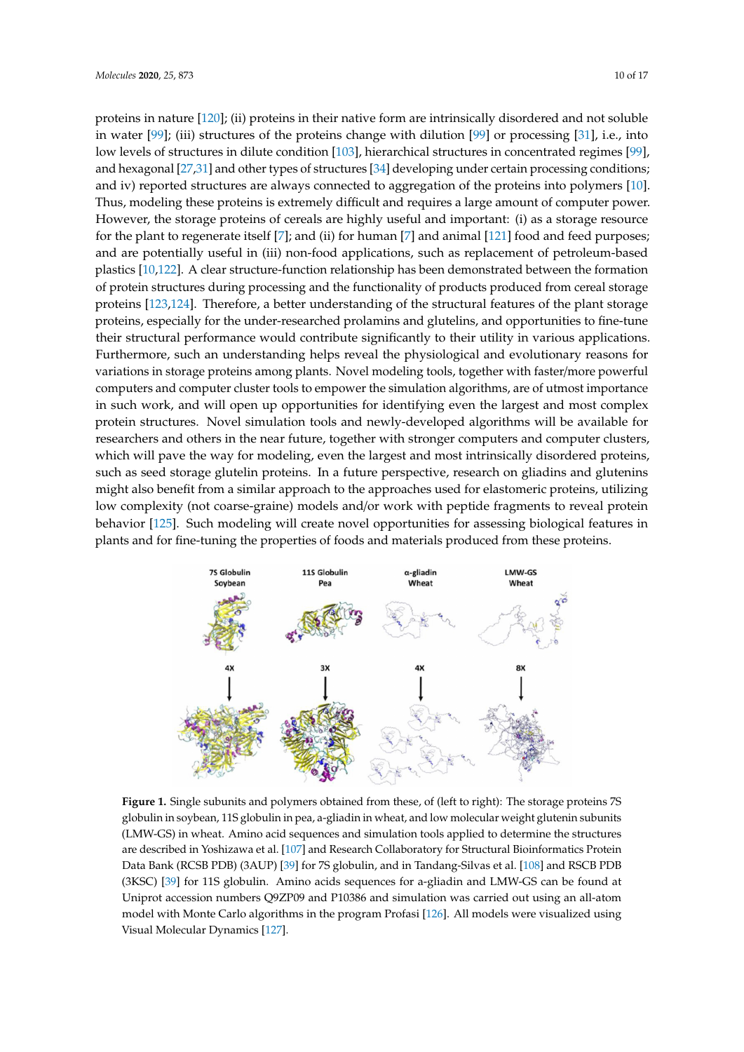proteins in nature [120]; (ii) proteins in their native form are intrinsically disordered and not soluble in water [99]; (iii) structures of the proteins change with dilution [99] or processing [31], i.e., into low levels of structures in dilute condition [103], hierarchical structures in concentrated regimes [99], and hexagonal [27,31] and other types of structures [34] developing under certain processing conditions; and iv) reported structures are always connected to aggregation of the proteins into polymers [10]. Thus, modeling these proteins is extremely difficult and requires a large amount of computer power. However, the storage proteins of cereals are highly useful and important: (i) as a storage resource for the plant to regenerate itself [7]; and (ii) for human [7] and animal [121] food and feed purposes; and are potentially useful in (iii) non-food applications, such as replacement of petroleum-based plastics [10,122]. A clear structure-function relationship has been demonstrated between the formation of protein structures during processing and the functionality of products produced from cereal storage proteins [123,124]. Therefore, a better understanding of the structural features of the plant storage proteins, especially for the under-researched prolamins and glutelins, and opportunities to fine-tune their structural performance would contribute significantly to their utility in various applications. Furthermore, such an understanding helps reveal the physiological and evolutionary reasons for variations in storage proteins among plants. Novel modeling tools, together with faster/more powerful computers and computer cluster tools to empower the simulation algorithms, are of utmost importance in such work, and will open up opportunities for identifying even the largest and most complex protein structures. Novel simulation tools and newly-developed algorithms will be available for researchers and others in the near future, together with stronger computers and computer clusters, which will pave the way for modeling, even the largest and most intrinsically disordered proteins, such as seed storage glutelin proteins. In a future perspective, research on gliadins and glutenins might also benefit from a similar approach to the approaches used for elastomeric proteins, utilizing low complexity (not coarse-graine) models and/or work with peptide fragments to reveal protein behavior [125]. Such modeling will create novel opportunities for assessing biological features in plants and for fine-tuning the properties of foods and materials produced from these proteins.

**Figure 1.** Single subunits and polymers obtained from these, of (left to right): The storage proteins 7S globulin in soybean, 11S globulin in pea, a-gliadin in wheat, and low molecular weight glutenin subunits (LMW-GS) in wheat. Amino acid sequences and simulation tools applied to determine the structures are described in Yoshizawa et al. [107] and Research Collaboratory for Structural Bioinformatics Protein Data Bank (RCSB PDB) (3AUP) [39] for 7S globulin, and in Tandang-Silvas et al. [108] and RSCB PDB (3KSC) [39] for 11S globulin. Amino acids sequences for a-gliadin and LMW-GS can be found at Uniprot accession numbers Q9ZP09 and P10386 and simulation was carried out using an all-atom model with Monte Carlo algorithms in the program Profasi [126]. All models were visualized using Visual Molecular Dynamics [127].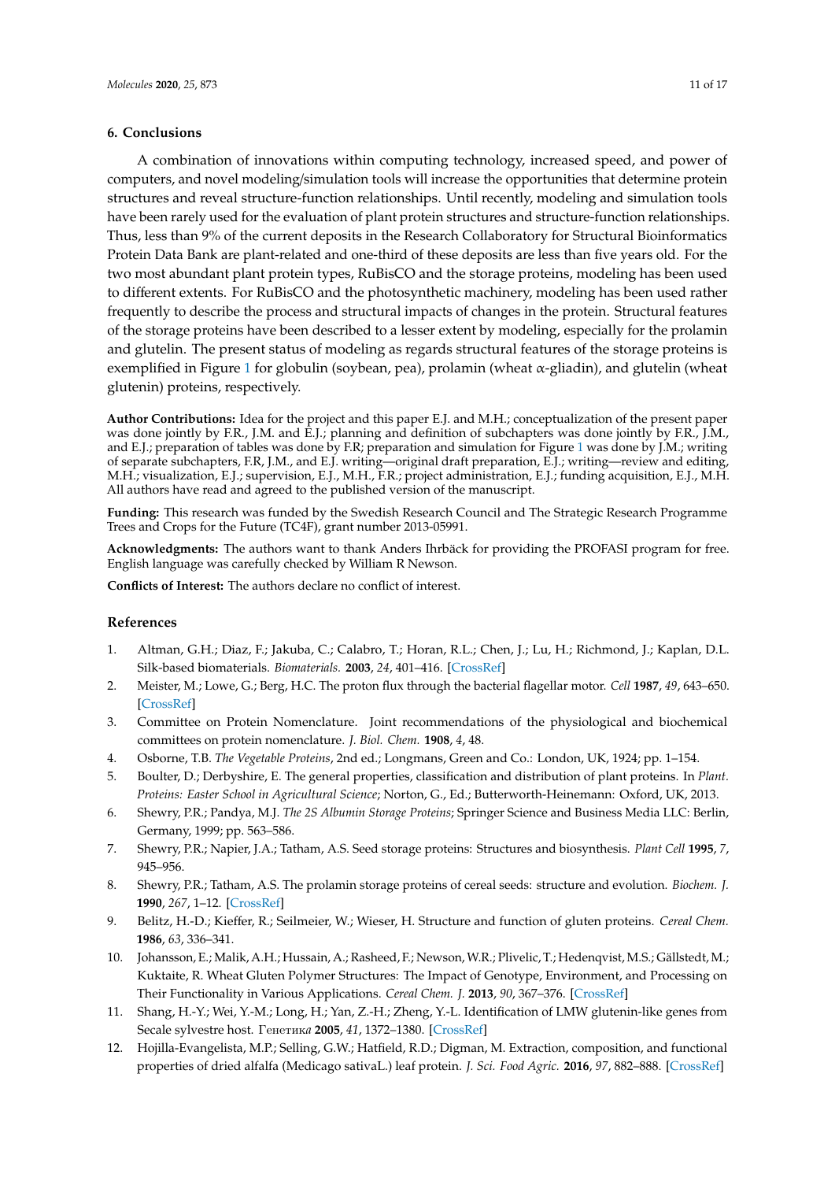## 6. Conclusions

A combination of innovations within computing technology, increased speed, and power of computers, and novel modeling/simulation tools will increase the opportunities that determine protein structures and reveal structure-function relationships. Until recently, modeling and simulation tools have been rarely used for the evaluation of plant protein structures and structure-function relationships. Thus, less than 9% of the current deposits in the Research Collaboratory for Structural Bioinformatics Protein Data Bank are plant-related and one-third of these deposits are less than five years old. For the two most abundant plant protein types, RuBisCO and the storage proteins, modeling has been used to different extents. For RuBisCO and the photosynthetic machinery, modeling has been used rather frequently to describe the process and structural impacts of changes in the protein. Structural features of the storage proteins have been described to a lesser extent by modeling, especially for the prolamin and glutelin. The present status of modeling as regards structural features of the storage proteins is exemplified in Figure 1 for globulin (soybean, pea), prolamin (wheat α-gliadin), and glutelin (wheat glutenin) proteins, respectively.

**Author Contributions:** Idea for the project and this paper E.J. and M.H.; conceptualization of the present paper was done jointly by F.R., J.M. and E.J.; planning and definition of subchapters was done jointly by F.R., J.M., and E.J.; preparation of tables was done by F.R; preparation and simulation for Figure 1 was done by J.M.; writing of separate subchapters, F.R, J.M., and E.J. writing—original draft preparation, E.J.; writing—review and editing, M.H.; visualization, E.J.; supervision, E.J., M.H., F.R.; project administration, E.J.; funding acquisition, E.J., M.H. All authors have read and agreed to the published version of the manuscript.

**Funding:** This research was funded by the Swedish Research Council and The Strategic Research Programme Trees and Crops for the Future (TC4F), grant number 2013-05991.

**Acknowledgments:** The authors want to thank Anders Ihrbäck for providing the PROFASI program for free. English language was carefully checked by William R Newson.

**Conflicts of Interest:** The authors declare no conflict of interest.

## References

1. Altman, G.H.; Diaz, F.; Jakuba, C.; Calabro, T.; Horan, R.L.; Chen, J.; Lu, H.; Richmond, J.; Kaplan, D.L. Silk-based biomaterials. *Biomaterials.* **2003**, *24*, 401–416. [CrossRef]
2. Meister, M.; Lowe, G.; Berg, H.C. The proton flux through the bacterial flagellar motor. *Cell* **1987**, *49*, 643–650. [CrossRef]
3. Committee on Protein Nomenclature. Joint recommendations of the physiological and biochemical committees on protein nomenclature. *J. Biol. Chem.* **1908**, *4*, 48.
4. Osborne, T.B. *The Vegetable Proteins*, 2nd ed.; Longmans, Green and Co.: London, UK, 1924; pp. 1–154.
5. Boulter, D.; Derbyshire, E. The general properties, classification and distribution of plant proteins. In *Plant. Proteins: Easter School in Agricultural Science*; Norton, G., Ed.; Butterworth-Heinemann: Oxford, UK, 2013.
6. Shewry, P.R.; Pandya, M.J. *The 2S Albumin Storage Proteins*; Springer Science and Business Media LLC: Berlin, Germany, 1999; pp. 563–586.
7. Shewry, P.R.; Napier, J.A.; Tatham, A.S. Seed storage proteins: Structures and biosynthesis. *Plant Cell* **1995**, *7*, 945–956.
8. Shewry, P.R.; Tatham, A.S. The prolamin storage proteins of cereal seeds: structure and evolution. *Biochem. J.* **1990**, *267*, 1–12. [CrossRef]
9. Belitz, H.-D.; Kieffer, R.; Seilmeier, W.; Wieser, H. Structure and function of gluten proteins. *Cereal Chem.* **1986**, *63*, 336–341.
10. Johansson, E.; Malik, A.H.; Hussain, A.; Rasheed, F.; Newson, W.R.; Plivelic, T.; Hedenqvist, M.S.; Gällstedt, M.; Kuktaite, R. Wheat Gluten Polymer Structures: The Impact of Genotype, Environment, and Processing on Their Functionality in Various Applications. *Cereal Chem. J.* **2013**, *90*, 367–376. [CrossRef]
11. Shang, H.-Y.; Wei, Y.-M.; Long, H.; Yan, Z.-H.; Zheng, Y.-L. Identification of LMW glutenin-like genes from Secale sylvestre host. *Генетика* **2005**, *41*, 1372–1380. [CrossRef]
12. Hojilla-Evangelista, M.P.; Selling, G.W.; Hatfield, R.D.; Digman, M. Extraction, composition, and functional properties of dried alfalfa (Medicago sativaL.) leaf protein. *J. Sci. Food Agric.* **2016**, *97*, 882–888. [CrossRef]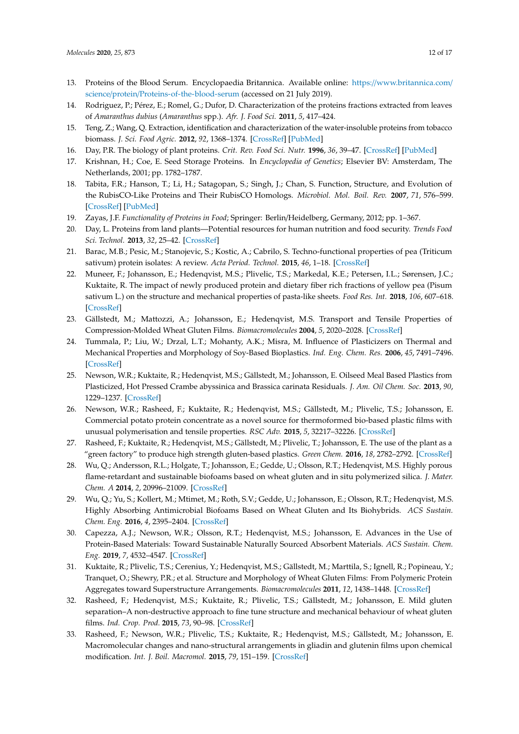13. Proteins of the Blood Serum. Encyclopaedia Britannica. Available online: https://www.britannica.com/science/protein/Proteins-of-the-blood-serum (accessed on 21 July 2019).
14. Rodriguez, P.; Pérez, E.; Romel, G.; Dufor, D. Characterization of the proteins fractions extracted from leaves of *Amaranthus dubius* (*Amaranthus* spp.). *Afr. J. Food Sci.* **2011**, *5*, 417–424.
15. Teng, Z.; Wang, Q. Extraction, identification and characterization of the water-insoluble proteins from tobacco biomass. *J. Sci. Food Agric.* **2012**, *92*, 1368–1374. [CrossRef] [PubMed]
16. Day, P.R. The biology of plant proteins. *Crit. Rev. Food Sci. Nutr.* **1996**, *36*, 39–47. [CrossRef] [PubMed]
17. Krishnan, H.; Coe, E. Seed Storage Proteins. In *Encyclopedia of Genetics*; Elsevier BV: Amsterdam, The Netherlands, 2001; pp. 1782–1787.
18. Tabita, F.R.; Hanson, T.; Li, H.; Satagopan, S.; Singh, J.; Chan, S. Function, Structure, and Evolution of the RubisCO-Like Proteins and Their RubisCO Homologs. *Microbiol. Mol. Boil. Rev.* **2007**, *71*, 576–599. [CrossRef] [PubMed]
19. Zayas, J.F. *Functionality of Proteins in Food*; Springer: Berlin/Heidelberg, Germany, 2012; pp. 1–367.
20. Day, L. Proteins from land plants—Potential resources for human nutrition and food security. *Trends Food Sci. Technol.* **2013**, *32*, 25–42. [CrossRef]
21. Barac, M.B.; Pesic, M.; Stanojevic, S.; Kostic, A.; Cabrilo, S. Techno-functional properties of pea (Triticum sativum) protein isolates: A review. *Acta Period. Technol.* **2015**, *46*, 1–18. [CrossRef]
22. Muneer, F.; Johansson, E.; Hedenqvist, M.S.; Plivelic, T.S.; Markedal, K.E.; Petersen, I.L.; Sørensen, J.C.; Kuktaite, R. The impact of newly produced protein and dietary fiber rich fractions of yellow pea (Pisum sativum L.) on the structure and mechanical properties of pasta-like sheets. *Food Res. Int.* **2018**, *106*, 607–618. [CrossRef]
23. Gällstedt, M.; Mattozzi, A.; Johansson, E.; Hedenqvist, M.S. Transport and Tensile Properties of Compression-Molded Wheat Gluten Films. *Biomacromolecules* **2004**, *5*, 2020–2028. [CrossRef]
24. Tummala, P.; Liu, W.; Drzal, L.T.; Mohanty, A.K.; Misra, M. Influence of Plasticizers on Thermal and Mechanical Properties and Morphology of Soy-Based Bioplastics. *Ind. Eng. Chem. Res.* **2006**, *45*, 7491–7496. [CrossRef]
25. Newson, W.R.; Kuktaite, R.; Hedenqvist, M.S.; Gällstedt, M.; Johansson, E. Oilseed Meal Based Plastics from Plasticized, Hot Pressed Crambe abyssinica and Brassica carinata Residuals. *J. Am. Oil Chem. Soc.* **2013**, *90*, 1229–1237. [CrossRef]
26. Newson, W.R.; Rasheed, F.; Kuktaite, R.; Hedenqvist, M.S.; Gällstedt, M.; Plivelic, T.S.; Johansson, E. Commercial potato protein concentrate as a novel source for thermoformed bio-based plastic films with unusual polymerisation and tensile properties. *RSC Adv.* **2015**, *5*, 32217–32226. [CrossRef]
27. Rasheed, F.; Kuktaite, R.; Hedenqvist, M.S.; Gällstedt, M.; Plivelic, T.; Johansson, E. The use of the plant as a "green factory" to produce high strength gluten-based plastics. *Green Chem.* **2016**, *18*, 2782–2792. [CrossRef]
28. Wu, Q.; Andersson, R.L.; Holgate, T.; Johansson, E.; Gedde, U.; Olsson, R.T.; Hedenqvist, M.S. Highly porous flame-retardant and sustainable biofoams based on wheat gluten and in situ polymerized silica. *J. Mater. Chem. A* **2014**, *2*, 20996–21009. [CrossRef]
29. Wu, Q.; Yu, S.; Kollert, M.; Mtimet, M.; Roth, S.V.; Gedde, U.; Johansson, E.; Olsson, R.T.; Hedenqvist, M.S. Highly Absorbing Antimicrobial Biofoams Based on Wheat Gluten and Its Biohybrids. *ACS Sustain. Chem. Eng.* **2016**, *4*, 2395–2404. [CrossRef]
30. Capezza, A.J.; Newson, W.R.; Olsson, R.T.; Hedenqvist, M.S.; Johansson, E. Advances in the Use of Protein-Based Materials: Toward Sustainable Naturally Sourced Absorbent Materials. *ACS Sustain. Chem. Eng.* **2019**, *7*, 4532–4547. [CrossRef]
31. Kuktaite, R.; Plivelic, T.S.; Cerenius, Y.; Hedenqvist, M.S.; Gällstedt, M.; Marttila, S.; Ignell, R.; Popineau, Y.; Tranquet, O.; Shewry, P.R.; et al. Structure and Morphology of Wheat Gluten Films: From Polymeric Protein Aggregates toward Superstructure Arrangements. *Biomacromolecules* **2011**, *12*, 1438–1448. [CrossRef]
32. Rasheed, F.; Hedenqvist, M.S.; Kuktaite, R.; Plivelic, T.S.; Gällstedt, M.; Johansson, E. Mild gluten separation–A non-destructive approach to fine tune structure and mechanical behaviour of wheat gluten films. *Ind. Crop. Prod.* **2015**, *73*, 90–98. [CrossRef]
33. Rasheed, F.; Newson, W.R.; Plivelic, T.S.; Kuktaite, R.; Hedenqvist, M.S.; Gällstedt, M.; Johansson, E. Macromolecular changes and nano-structural arrangements in gliadin and glutenin films upon chemical modification. *Int. J. Boil. Macromol.* **2015**, *79*, 151–159. [CrossRef]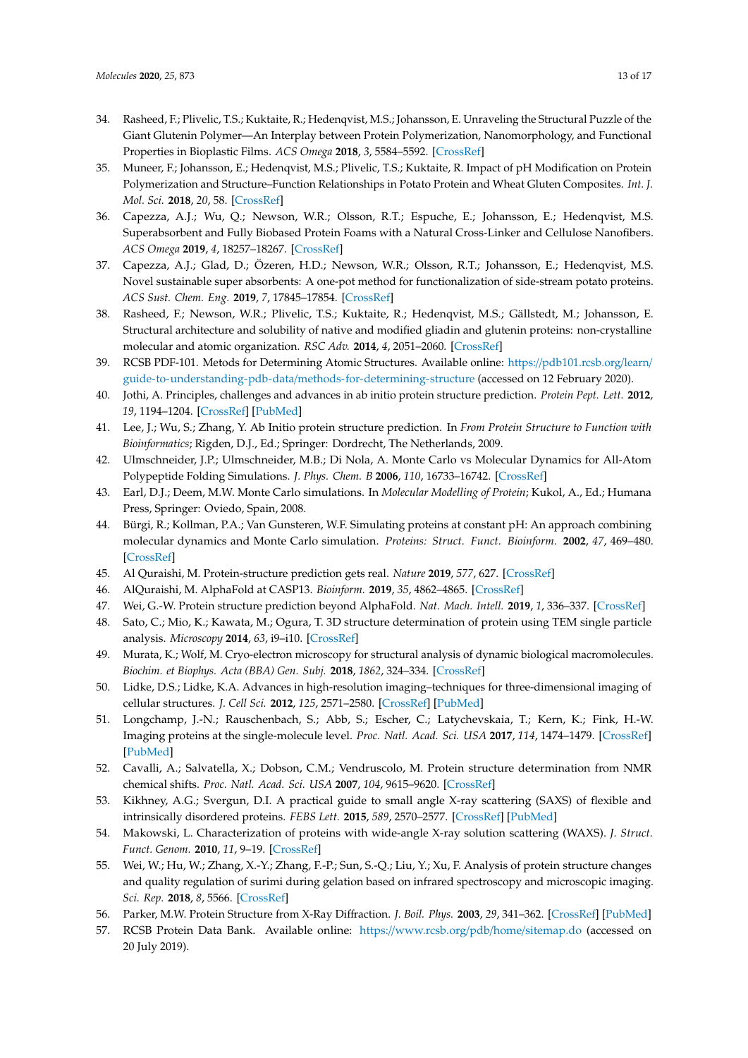34. Rasheed, F.; Plivelic, T.S.; Kuktaite, R.; Hedenqvist, M.S.; Johansson, E. Unraveling the Structural Puzzle of the Giant Glutenin Polymer—An Interplay between Protein Polymerization, Nanomorphology, and Functional Properties in Bioplastic Films. *ACS Omega* **2018**, *3*, 5584–5592. [CrossRef]
35. Muneer, F.; Johansson, E.; Hedenqvist, M.S.; Plivelic, T.S.; Kuktaite, R. Impact of pH Modification on Protein Polymerization and Structure–Function Relationships in Potato Protein and Wheat Gluten Composites. *Int. J. Mol. Sci.* **2018**, *20*, 58. [CrossRef]
36. Capezza, A.J.; Wu, Q.; Newson, W.R.; Olsson, R.T.; Espuche, E.; Johansson, E.; Hedenqvist, M.S. Superabsorbent and Fully Biobased Protein Foams with a Natural Cross-Linker and Cellulose Nanofibers. *ACS Omega* **2019**, *4*, 18257–18267. [CrossRef]
37. Capezza, A.J.; Glad, D.; Özeren, H.D.; Newson, W.R.; Olsson, R.T.; Johansson, E.; Hedenqvist, M.S. Novel sustainable super absorbents: A one-pot method for functionalization of side-stream potato proteins. *ACS Sust. Chem. Eng.* **2019**, *7*, 17845–17854. [CrossRef]
38. Rasheed, F.; Newson, W.R.; Plivelic, T.S.; Kuktaite, R.; Hedenqvist, M.S.; Gällstedt, M.; Johansson, E. Structural architecture and solubility of native and modified gliadin and glutenin proteins: non-crystalline molecular and atomic organization. *RSC Adv.* **2014**, *4*, 2051–2060. [CrossRef]
39. RCSB PDF-101. Metods for Determining Atomic Structures. Available online: https://pdb101.rcsb.org/learn/guide-to-understanding-pdb-data/methods-for-determining-structure (accessed on 12 February 2020).
40. Jothi, A. Principles, challenges and advances in ab initio protein structure prediction. *Protein Pept. Lett.* **2012**, *19*, 1194–1204. [CrossRef] [PubMed]
41. Lee, J.; Wu, S.; Zhang, Y. Ab Initio protein structure prediction. In *From Protein Structure to Function with Bioinformatics*; Rigden, D.J., Ed.; Springer: Dordrecht, The Netherlands, 2009.
42. Ulmschneider, J.P.; Ulmschneider, M.B.; Di Nola, A. Monte Carlo vs Molecular Dynamics for All-Atom Polypeptide Folding Simulations. *J. Phys. Chem. B* **2006**, *110*, 16733–16742. [CrossRef]
43. Earl, D.J.; Deem, M.W. Monte Carlo simulations. In *Molecular Modelling of Protein*; Kukol, A., Ed.; Humana Press, Springer: Oviedo, Spain, 2008.
44. Bürgi, R.; Kollman, P.A.; Van Gunsteren, W.F. Simulating proteins at constant pH: An approach combining molecular dynamics and Monte Carlo simulation. *Proteins: Struct. Funct. Bioinform.* **2002**, *47*, 469–480. [CrossRef]
45. Al Quraishi, M. Protein-structure prediction gets real. *Nature* **2019**, *577*, 627. [CrossRef]
46. AlQuraishi, M. AlphaFold at CASP13. *Bioinform.* **2019**, *35*, 4862–4865. [CrossRef]
47. Wei, G.-W. Protein structure prediction beyond AlphaFold. *Nat. Mach. Intell.* **2019**, *1*, 336–337. [CrossRef]
48. Sato, C.; Mio, K.; Kawata, M.; Ogura, T. 3D structure determination of protein using TEM single particle analysis. *Microscopy* **2014**, *63*, i9–i10. [CrossRef]
49. Murata, K.; Wolf, M. Cryo-electron microscopy for structural analysis of dynamic biological macromolecules. *Biochim. et Biophys. Acta (BBA) Gen. Subj.* **2018**, *1862*, 324–334. [CrossRef]
50. Lidke, D.S.; Lidke, K.A. Advances in high-resolution imaging–techniques for three-dimensional imaging of cellular structures. *J. Cell Sci.* **2012**, *125*, 2571–2580. [CrossRef] [PubMed]
51. Longchamp, J.-N.; Rauschenbach, S.; Abb, S.; Escher, C.; Latychevskaia, T.; Kern, K.; Fink, H.-W. Imaging proteins at the single-molecule level. *Proc. Natl. Acad. Sci. USA* **2017**, *114*, 1474–1479. [CrossRef] [PubMed]
52. Cavalli, A.; Salvatella, X.; Dobson, C.M.; Vendruscolo, M. Protein structure determination from NMR chemical shifts. *Proc. Natl. Acad. Sci. USA* **2007**, *104*, 9615–9620. [CrossRef]
53. Kikhney, A.G.; Svergun, D.I. A practical guide to small angle X-ray scattering (SAXS) of flexible and intrinsically disordered proteins. *FEBS Lett.* **2015**, *589*, 2570–2577. [CrossRef] [PubMed]
54. Makowski, L. Characterization of proteins with wide-angle X-ray solution scattering (WAXS). *J. Struct. Funct. Genom.* **2010**, *11*, 9–19. [CrossRef]
55. Wei, W.; Hu, W.; Zhang, X.-Y.; Zhang, F.-P.; Sun, S.-Q.; Liu, Y.; Xu, F. Analysis of protein structure changes and quality regulation of surimi during gelation based on infrared spectroscopy and microscopic imaging. *Sci. Rep.* **2018**, *8*, 5566. [CrossRef]
56. Parker, M.W. Protein Structure from X-Ray Diffraction. *J. Boil. Phys.* **2003**, *29*, 341–362. [CrossRef] [PubMed]
57. RCSB Protein Data Bank. Available online: https://www.rcsb.org/pdb/home/sitemap.do (accessed on 20 July 2019).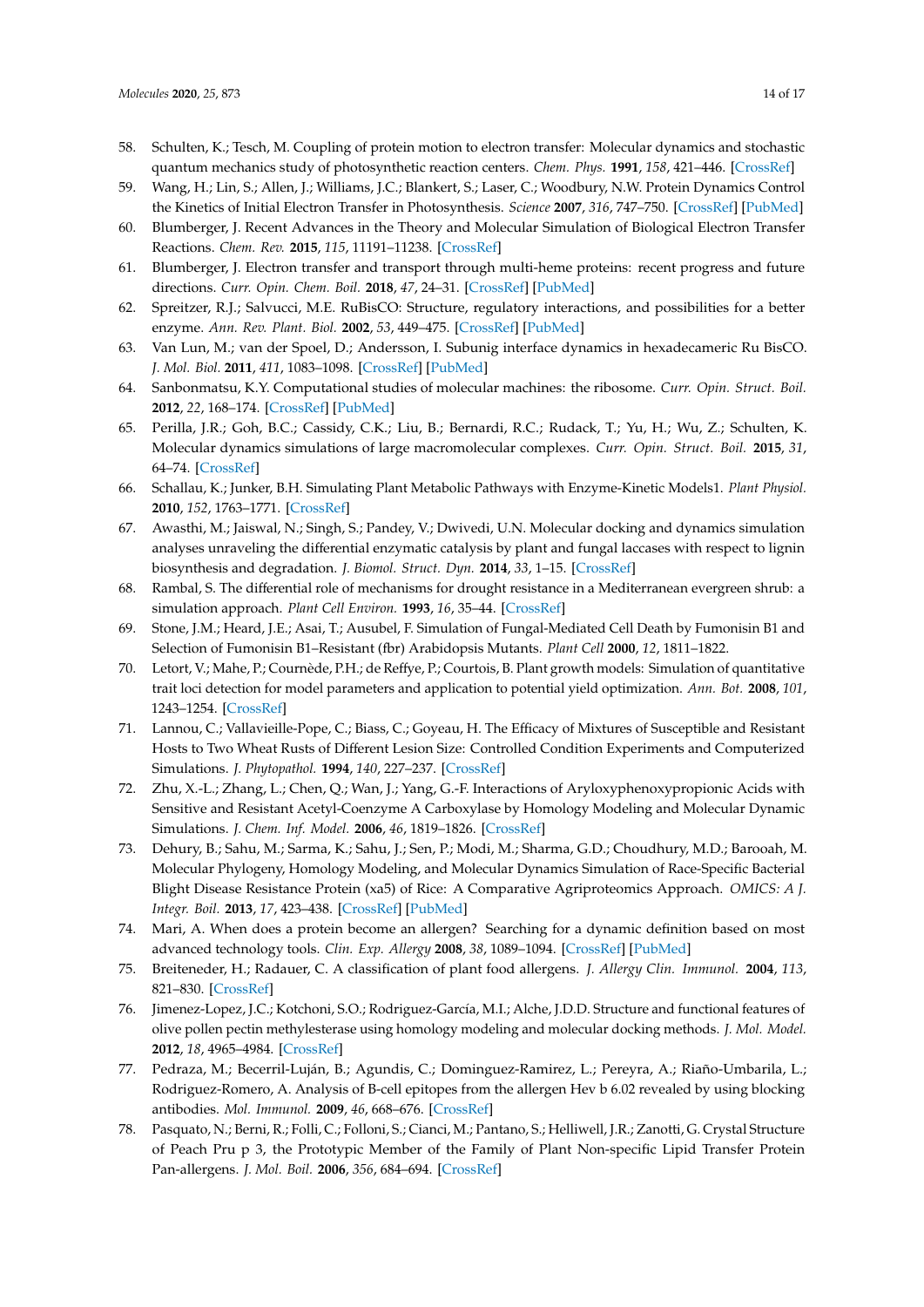58. Schulten, K.; Tesch, M. Coupling of protein motion to electron transfer: Molecular dynamics and stochastic quantum mechanics study of photosynthetic reaction centers. *Chem. Phys.* **1991**, *158*, 421–446. [CrossRef]
59. Wang, H.; Lin, S.; Allen, J.; Williams, J.C.; Blankert, S.; Laser, C.; Woodbury, N.W. Protein Dynamics Control the Kinetics of Initial Electron Transfer in Photosynthesis. *Science* **2007**, *316*, 747–750. [CrossRef] [PubMed]
60. Blumberger, J. Recent Advances in the Theory and Molecular Simulation of Biological Electron Transfer Reactions. *Chem. Rev.* **2015**, *115*, 11191–11238. [CrossRef]
61. Blumberger, J. Electron transfer and transport through multi-heme proteins: recent progress and future directions. *Curr. Opin. Chem. Boil.* **2018**, *47*, 24–31. [CrossRef] [PubMed]
62. Spreitzer, R.J.; Salvucci, M.E. RuBisCO: Structure, regulatory interactions, and possibilities for a better enzyme. *Ann. Rev. Plant. Biol.* **2002**, *53*, 449–475. [CrossRef] [PubMed]
63. Van Lun, M.; van der Spoel, D.; Andersson, I. Subunig interface dynamics in hexadecameric Ru BisCO. *J. Mol. Biol.* **2011**, *411*, 1083–1098. [CrossRef] [PubMed]
64. Sanbonmatsu, K.Y. Computational studies of molecular machines: the ribosome. *Curr. Opin. Struct. Boil.* **2012**, *22*, 168–174. [CrossRef] [PubMed]
65. Perilla, J.R.; Goh, B.C.; Cassidy, C.K.; Liu, B.; Bernardi, R.C.; Rudack, T.; Yu, H.; Wu, Z.; Schulten, K. Molecular dynamics simulations of large macromolecular complexes. *Curr. Opin. Struct. Boil.* **2015**, *31*, 64–74. [CrossRef]
66. Schallau, K.; Junker, B.H. Simulating Plant Metabolic Pathways with Enzyme-Kinetic Models1. *Plant Physiol.* **2010**, *152*, 1763–1771. [CrossRef]
67. Awasthi, M.; Jaiswal, N.; Singh, S.; Pandey, V.; Dwivedi, U.N. Molecular docking and dynamics simulation analyses unraveling the differential enzymatic catalysis by plant and fungal laccases with respect to lignin biosynthesis and degradation. *J. Biomol. Struct. Dyn.* **2014**, *33*, 1–15. [CrossRef]
68. Rambal, S. The differential role of mechanisms for drought resistance in a Mediterranean evergreen shrub: a simulation approach. *Plant Cell Environ.* **1993**, *16*, 35–44. [CrossRef]
69. Stone, J.M.; Heard, J.E.; Asai, T.; Ausubel, F. Simulation of Fungal-Mediated Cell Death by Fumonisin B1 and Selection of Fumonisin B1–Resistant (fbr) Arabidopsis Mutants. *Plant Cell* **2000**, *12*, 1811–1822.
70. Letort, V.; Mahe, P.; Cournède, P.H.; de Reffye, P.; Courtois, B. Plant growth models: Simulation of quantitative trait loci detection for model parameters and application to potential yield optimization. *Ann. Bot.* **2008**, *101*, 1243–1254. [CrossRef]
71. Lannou, C.; Vallavieille-Pope, C.; Biass, C.; Goyeau, H. The Efficacy of Mixtures of Susceptible and Resistant Hosts to Two Wheat Rusts of Different Lesion Size: Controlled Condition Experiments and Computerized Simulations. *J. Phytopathol.* **1994**, *140*, 227–237. [CrossRef]
72. Zhu, X.-L.; Zhang, L.; Chen, Q.; Wan, J.; Yang, G.-F. Interactions of Aryloxyphenoxypropionic Acids with Sensitive and Resistant Acetyl-Coenzyme A Carboxylase by Homology Modeling and Molecular Dynamic Simulations. *J. Chem. Inf. Model.* **2006**, *46*, 1819–1826. [CrossRef]
73. Dehury, B.; Sahu, M.; Sarma, K.; Sahu, J.; Sen, P.; Modi, M.; Sharma, G.D.; Choudhury, M.D.; Barooah, M. Molecular Phylogeny, Homology Modeling, and Molecular Dynamics Simulation of Race-Specific Bacterial Blight Disease Resistance Protein (xa5) of Rice: A Comparative Agriproteomics Approach. *OMICS: A J. Integr. Boil.* **2013**, *17*, 423–438. [CrossRef] [PubMed]
74. Mari, A. When does a protein become an allergen? Searching for a dynamic definition based on most advanced technology tools. *Clin. Exp. Allergy* **2008**, *38*, 1089–1094. [CrossRef] [PubMed]
75. Breiteneder, H.; Radauer, C. A classification of plant food allergens. *J. Allergy Clin. Immunol.* **2004**, *113*, 821–830. [CrossRef]
76. Jimenez-Lopez, J.C.; Kotchoni, S.O.; Rodriguez-García, M.I.; Alche, J.D.D. Structure and functional features of olive pollen pectin methylesterase using homology modeling and molecular docking methods. *J. Mol. Model.* **2012**, *18*, 4965–4984. [CrossRef]
77. Pedraza, M.; Becerril-Luján, B.; Agundis, C.; Dominguez-Ramirez, L.; Pereyra, A.; Riaño-Umbarila, L.; Rodriguez-Romero, A. Analysis of B-cell epitopes from the allergen Hev b 6.02 revealed by using blocking antibodies. *Mol. Immunol.* **2009**, *46*, 668–676. [CrossRef]
78. Pasquato, N.; Berni, R.; Folli, C.; Folloni, S.; Cianci, M.; Pantano, S.; Helliwell, J.R.; Zanotti, G. Crystal Structure of Peach Pru p 3, the Prototypic Member of the Family of Plant Non-specific Lipid Transfer Protein Pan-allergens. *J. Mol. Boil.* **2006**, *356*, 684–694. [CrossRef]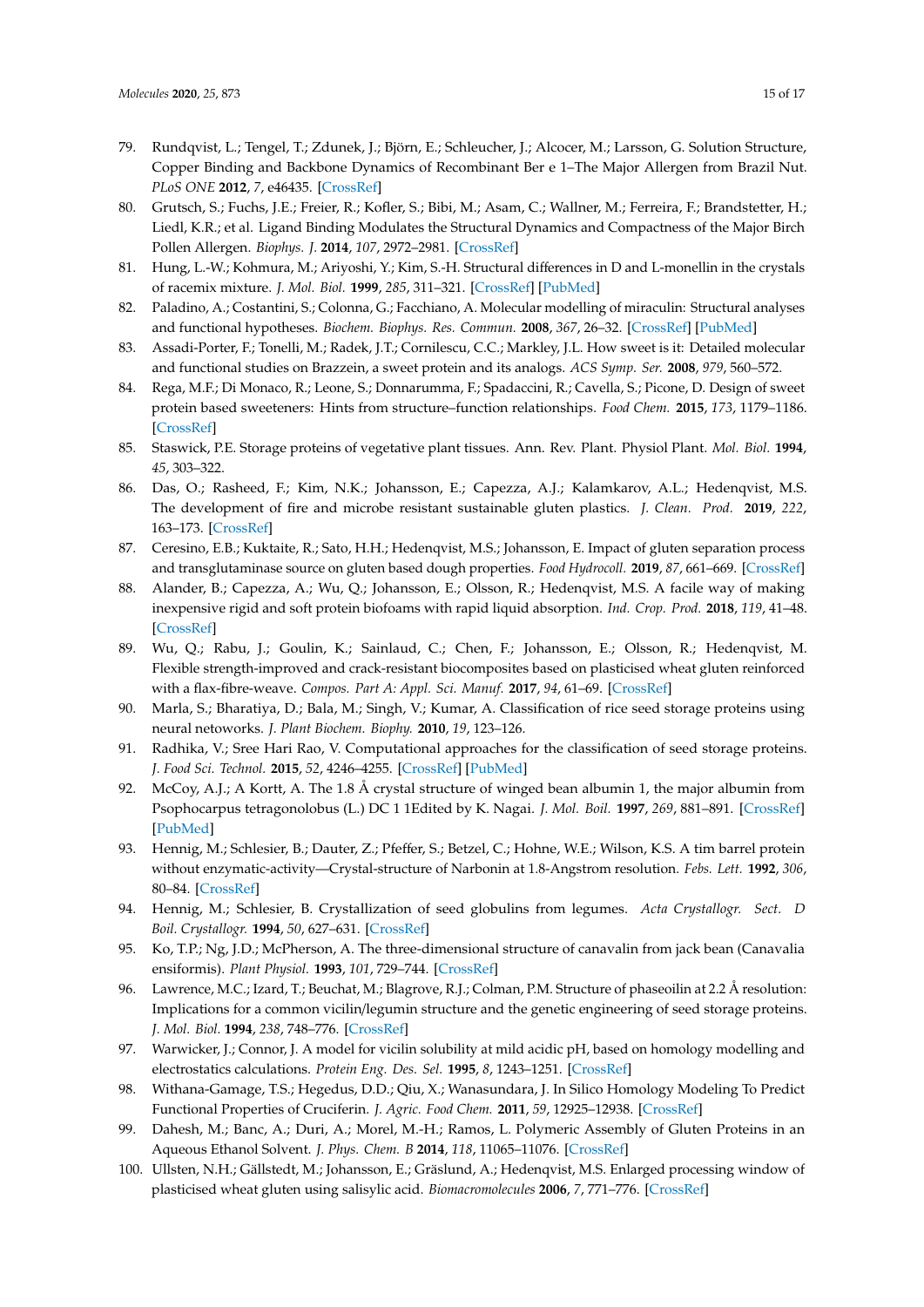79. Rundqvist, L.; Tengel, T.; Zdunek, J.; Björn, E.; Schleucher, J.; Alcocer, M.; Larsson, G. Solution Structure, Copper Binding and Backbone Dynamics of Recombinant Ber e 1–The Major Allergen from Brazil Nut. *PLoS ONE* **2012**, *7*, e46435. [CrossRef]
80. Grutsch, S.; Fuchs, J.E.; Freier, R.; Kofler, S.; Bibi, M.; Asam, C.; Wallner, M.; Ferreira, F.; Brandstetter, H.; Liedl, K.R.; et al. Ligand Binding Modulates the Structural Dynamics and Compactness of the Major Birch Pollen Allergen. *Biophys. J.* **2014**, *107*, 2972–2981. [CrossRef]
81. Hung, L.-W.; Kohmura, M.; Ariyoshi, Y.; Kim, S.-H. Structural differences in D and L-monellin in the crystals of racemix mixture. *J. Mol. Biol.* **1999**, *285*, 311–321. [CrossRef] [PubMed]
82. Paladino, A.; Costantini, S.; Colonna, G.; Facchiano, A. Molecular modelling of miraculin: Structural analyses and functional hypotheses. *Biochem. Biophys. Res. Commun.* **2008**, *367*, 26–32. [CrossRef] [PubMed]
83. Assadi-Porter, F.; Tonelli, M.; Radek, J.T.; Cornilescu, C.C.; Markley, J.L. How sweet is it: Detailed molecular and functional studies on Brazzein, a sweet protein and its analogs. *ACS Symp. Ser.* **2008**, *979*, 560–572.
84. Rega, M.F.; Di Monaco, R.; Leone, S.; Donnarumma, F.; Spadaccini, R.; Cavella, S.; Picone, D. Design of sweet protein based sweeteners: Hints from structure–function relationships. *Food Chem.* **2015**, *173*, 1179–1186. [CrossRef]
85. Staswick, P.E. Storage proteins of vegetative plant tissues. Ann. Rev. Plant. Physiol Plant. *Mol. Biol.* **1994**, *45*, 303–322.
86. Das, O.; Rasheed, F.; Kim, N.K.; Johansson, E.; Capezza, A.J.; Kalamkarov, A.L.; Hedenqvist, M.S. The development of fire and microbe resistant sustainable gluten plastics. *J. Clean. Prod.* **2019**, *222*, 163–173. [CrossRef]
87. Ceresino, E.B.; Kuktaite, R.; Sato, H.H.; Hedenqvist, M.S.; Johansson, E. Impact of gluten separation process and transglutaminase source on gluten based dough properties. *Food Hydrocoll.* **2019**, *87*, 661–669. [CrossRef]
88. Alander, B.; Capezza, A.; Wu, Q.; Johansson, E.; Olsson, R.; Hedenqvist, M.S. A facile way of making inexpensive rigid and soft protein biofoams with rapid liquid absorption. *Ind. Crop. Prod.* **2018**, *119*, 41–48. [CrossRef]
89. Wu, Q.; Rabu, J.; Goulin, K.; Sainlaud, C.; Chen, F.; Johansson, E.; Olsson, R.; Hedenqvist, M. Flexible strength-improved and crack-resistant biocomposites based on plasticised wheat gluten reinforced with a flax-fibre-weave. *Compos. Part A: Appl. Sci. Manuf.* **2017**, *94*, 61–69. [CrossRef]
90. Marla, S.; Bharatiya, D.; Bala, M.; Singh, V.; Kumar, A. Classification of rice seed storage proteins using neural netoworks. *J. Plant Biochem. Biophy.* **2010**, *19*, 123–126.
91. Radhika, V.; Sree Hari Rao, V. Computational approaches for the classification of seed storage proteins. *J. Food Sci. Technol.* **2015**, *52*, 4246–4255. [CrossRef] [PubMed]
92. McCoy, A.J.; A Kortt, A. The 1.8 Å crystal structure of winged bean albumin 1, the major albumin from Psophocarpus tetragonolobus (L.) DC 1 1Edited by K. Nagai. *J. Mol. Boil.* **1997**, *269*, 881–891. [CrossRef] [PubMed]
93. Hennig, M.; Schlesier, B.; Dauter, Z.; Pfeffer, S.; Betzel, C.; Hohne, W.E.; Wilson, K.S. A tim barrel protein without enzymatic-activity—Crystal-structure of Narbonin at 1.8-Angstrom resolution. *Febs. Lett.* **1992**, *306*, 80–84. [CrossRef]
94. Hennig, M.; Schlesier, B. Crystallization of seed globulins from legumes. *Acta Crystallogr. Sect. D Boil. Crystallogr.* **1994**, *50*, 627–631. [CrossRef]
95. Ko, T.P.; Ng, J.D.; McPherson, A. The three-dimensional structure of canavalin from jack bean (Canavalia ensiformis). *Plant Physiol.* **1993**, *101*, 729–744. [CrossRef]
96. Lawrence, M.C.; Izard, T.; Beuchat, M.; Blagrove, R.J.; Colman, P.M. Structure of phaseoilin at 2.2 Å resolution: Implications for a common vicilin/legumin structure and the genetic engineering of seed storage proteins. *J. Mol. Biol.* **1994**, *238*, 748–776. [CrossRef]
97. Warwicker, J.; Connor, J. A model for vicilin solubility at mild acidic pH, based on homology modelling and electrostatics calculations. *Protein Eng. Des. Sel.* **1995**, *8*, 1243–1251. [CrossRef]
98. Withana-Gamage, T.S.; Hegedus, D.D.; Qiu, X.; Wanasundara, J. In Silico Homology Modeling To Predict Functional Properties of Cruciferin. *J. Agric. Food Chem.* **2011**, *59*, 12925–12938. [CrossRef]
99. Dahesh, M.; Banc, A.; Duri, A.; Morel, M.-H.; Ramos, L. Polymeric Assembly of Gluten Proteins in an Aqueous Ethanol Solvent. *J. Phys. Chem. B* **2014**, *118*, 11065–11076. [CrossRef]
100. Ullsten, N.H.; Gällstedt, M.; Johansson, E.; Gräslund, A.; Hedenqvist, M.S. Enlarged processing window of plasticised wheat gluten using salysilic acid. *Biomacromolecules* **2006**, *7*, 771–776. [CrossRef]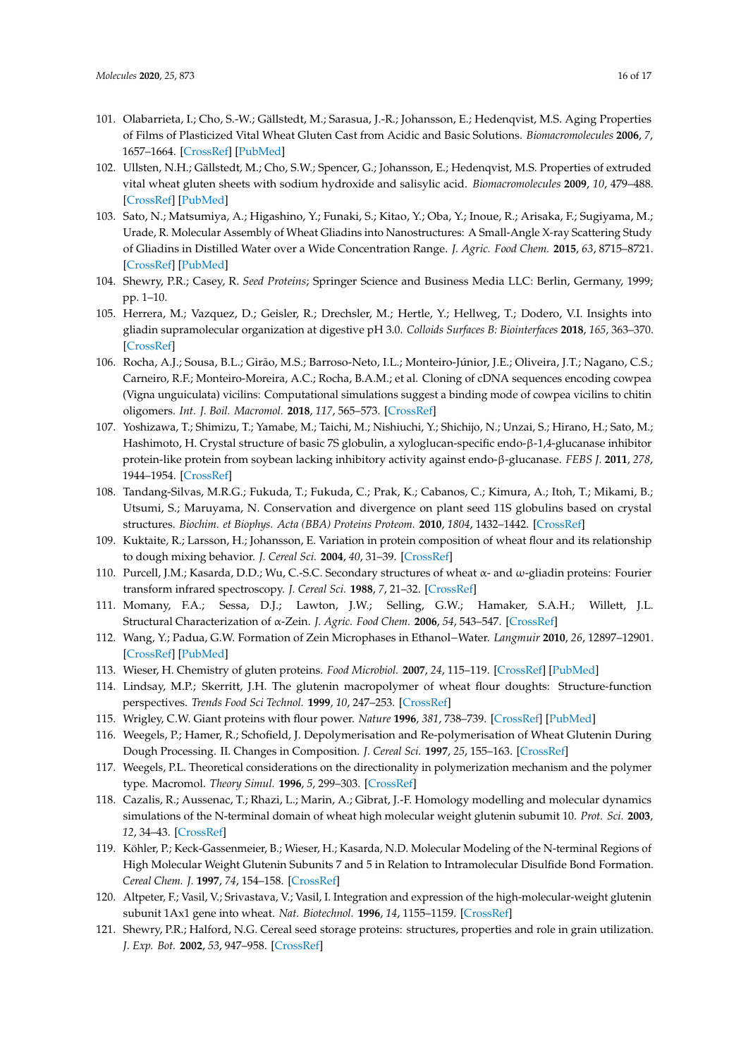101. Olabarrieta, I.; Cho, S.-W.; Gällstedt, M.; Sarasua, J.-R.; Johansson, E.; Hedenqvist, M.S. Aging Properties of Films of Plasticized Vital Wheat Gluten Cast from Acidic and Basic Solutions. *Biomacromolecules* **2006**, *7*, 1657–1664. [CrossRef] [PubMed]
102. Ullsten, N.H.; Gällstedt, M.; Cho, S.W.; Spencer, G.; Johansson, E.; Hedenqvist, M.S. Properties of extruded vital wheat gluten sheets with sodium hydroxide and salisylic acid. *Biomacromolecules* **2009**, *10*, 479–488. [CrossRef] [PubMed]
103. Sato, N.; Matsumiya, A.; Higashino, Y.; Funaki, S.; Kitao, Y.; Oba, Y.; Inoue, R.; Arisaka, F.; Sugiyama, M.; Urade, R. Molecular Assembly of Wheat Gliadins into Nanostructures: A Small-Angle X-ray Scattering Study of Gliadins in Distilled Water over a Wide Concentration Range. *J. Agric. Food Chem.* **2015**, *63*, 8715–8721. [CrossRef] [PubMed]
104. Shewry, P.R.; Casey, R. *Seed Proteins*; Springer Science and Business Media LLC: Berlin, Germany, 1999; pp. 1–10.
105. Herrera, M.; Vazquez, D.; Geisler, R.; Drechsler, M.; Hertle, Y.; Hellweg, T.; Dodero, V.I. Insights into gliadin supramolecular organization at digestive pH 3.0. *Colloids Surfaces B: Biointerfaces* **2018**, *165*, 363–370. [CrossRef]
106. Rocha, A.J.; Sousa, B.L.; Girão, M.S.; Barroso-Neto, I.L.; Monteiro-Júnior, J.E.; Oliveira, J.T.; Nagano, C.S.; Carneiro, R.F.; Monteiro-Moreira, A.C.; Rocha, B.A.M.; et al. Cloning of cDNA sequences encoding cowpea (Vigna unguiculata) vicilins: Computational simulations suggest a binding mode of cowpea vicilins to chitin oligomers. *Int. J. Boil. Macromol.* **2018**, *117*, 565–573. [CrossRef]
107. Yoshizawa, T.; Shimizu, T.; Yamabe, M.; Taichi, M.; Nishiuchi, Y.; Shichijo, N.; Unzai, S.; Hirano, H.; Sato, M.; Hashimoto, H. Crystal structure of basic 7S globulin, a xyloglucan-specific endo-β-1,4-glucanase inhibitor protein-like protein from soybean lacking inhibitory activity against endo-β-glucanase. *FEBS J.* **2011**, *278*, 1944–1954. [CrossRef]
108. Tandang-Silvas, M.R.G.; Fukuda, T.; Fukuda, C.; Prak, K.; Cabanos, C.; Kimura, A.; Itoh, T.; Mikami, B.; Utsumi, S.; Maruyama, N. Conservation and divergence on plant seed 11S globulins based on crystal structures. *Biochim. et Biophys. Acta (BBA) Proteins Proteom.* **2010**, *1804*, 1432–1442. [CrossRef]
109. Kuktaite, R.; Larsson, H.; Johansson, E. Variation in protein composition of wheat flour and its relationship to dough mixing behavior. *J. Cereal Sci.* **2004**, *40*, 31–39. [CrossRef]
110. Purcell, J.M.; Kasarda, D.D.; Wu, C.-S.C. Secondary structures of wheat α- and ω-gliadin proteins: Fourier transform infrared spectroscopy. *J. Cereal Sci.* **1988**, *7*, 21–32. [CrossRef]
111. Momany, F.A.; Sessa, D.J.; Lawton, J.W.; Selling, G.W.; Hamaker, S.A.H.; Willett, J.L. Structural Characterization of α-Zein. *J. Agric. Food Chem.* **2006**, *54*, 543–547. [CrossRef]
112. Wang, Y.; Padua, G.W. Formation of Zein Microphases in Ethanol−Water. *Langmuir* **2010**, *26*, 12897–12901. [CrossRef] [PubMed]
113. Wieser, H. Chemistry of gluten proteins. *Food Microbiol.* **2007**, *24*, 115–119. [CrossRef] [PubMed]
114. Lindsay, M.P.; Skerritt, J.H. The glutenin macropolymer of wheat flour doughs: Structure-function perspectives. *Trends Food Sci Technol.* **1999**, *10*, 247–253. [CrossRef]
115. Wrigley, C.W. Giant proteins with flour power. *Nature* **1996**, *381*, 738–739. [CrossRef] [PubMed]
116. Weegels, P.; Hamer, R.; Schofield, J. Depolymerisation and Re-polymerisation of Wheat Glutenin During Dough Processing. II. Changes in Composition. *J. Cereal Sci.* **1997**, *25*, 155–163. [CrossRef]
117. Weegels, P.L. Theoretical considerations on the directionality in polymerization mechanism and the polymer type. Macromol. *Theory Simul.* **1996**, *5*, 299–303. [CrossRef]
118. Cazalis, R.; Aussenac, T.; Rhazi, L.; Marin, A.; Gibrat, J.-F. Homology modelling and molecular dynamics simulations of the N-terminal domain of wheat high molecular weight glutenin subumit 10. *Prot. Sci.* **2003**, *12*, 34–43. [CrossRef]
119. Köhler, P.; Keck-Gassenmeier, B.; Wieser, H.; Kasarda, N.D. Molecular Modeling of the N-terminal Regions of High Molecular Weight Glutenin Subunits 7 and 5 in Relation to Intramolecular Disulfide Bond Formation. *Cereal Chem. J.* **1997**, *74*, 154–158. [CrossRef]
120. Altpeter, F.; Vasil, V.; Srivastava, V.; Vasil, I. Integration and expression of the high-molecular-weight glutenin subunit 1Ax1 gene into wheat. *Nat. Biotechnol.* **1996**, *14*, 1155–1159. [CrossRef]
121. Shewry, P.R.; Halford, N.G. Cereal seed storage proteins: structures, properties and role in grain utilization. *J. Exp. Bot.* **2002**, *53*, 947–958. [CrossRef]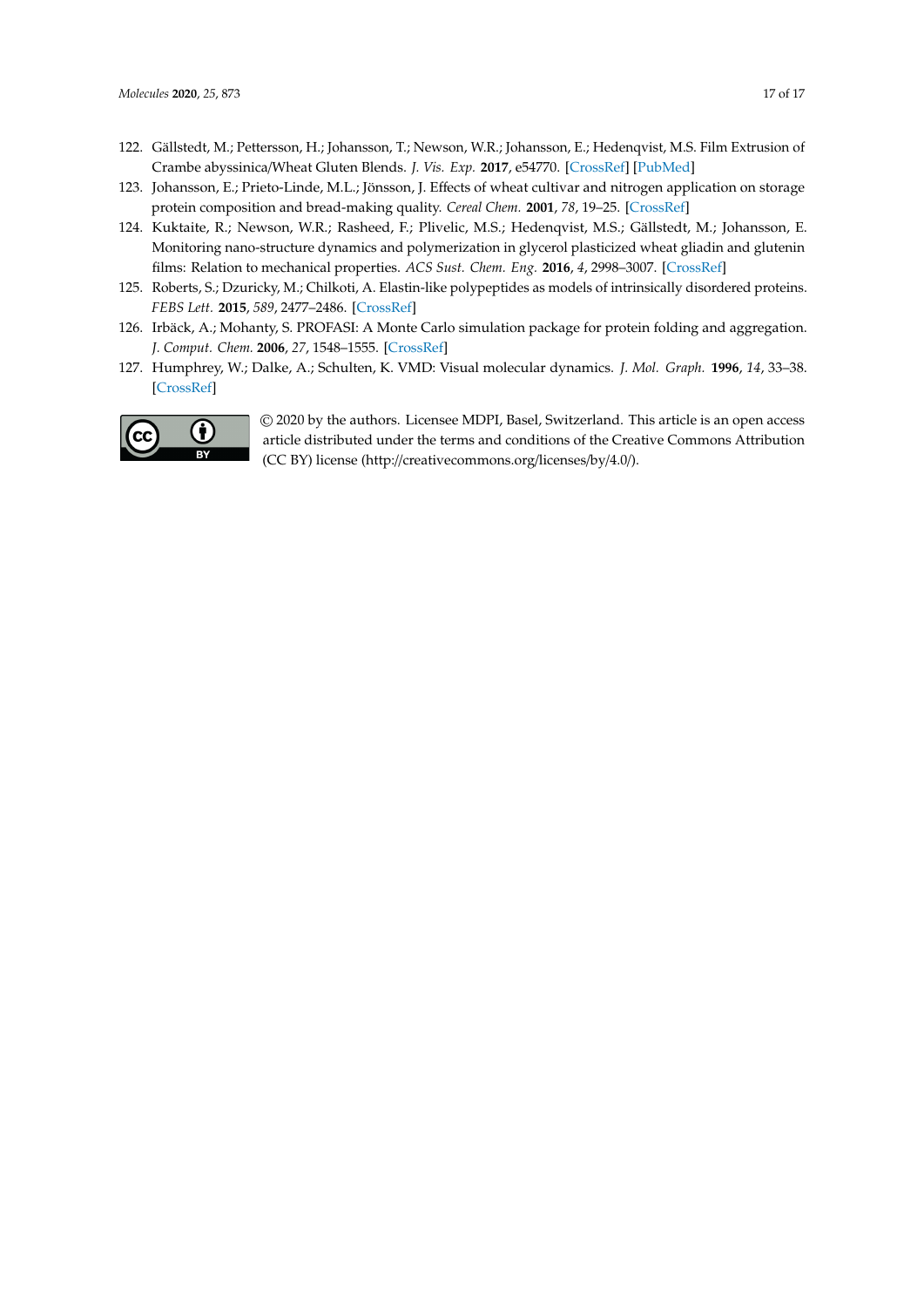122. Gällstedt, M.; Pettersson, H.; Johansson, T.; Newson, W.R.; Johansson, E.; Hedenqvist, M.S. Film Extrusion of Crambe abyssinica/Wheat Gluten Blends. *J. Vis. Exp.* **2017**, e54770. [CrossRef] [PubMed]
123. Johansson, E.; Prieto-Linde, M.L.; Jönsson, J. Effects of wheat cultivar and nitrogen application on storage protein composition and bread-making quality. *Cereal Chem.* **2001**, *78*, 19–25. [CrossRef]
124. Kuktaite, R.; Newson, W.R.; Rasheed, F.; Plivelic, M.S.; Hedenqvist, M.S.; Gällstedt, M.; Johansson, E. Monitoring nano-structure dynamics and polymerization in glycerol plasticized wheat gliadin and glutenin films: Relation to mechanical properties. *ACS Sust. Chem. Eng.* **2016**, *4*, 2998–3007. [CrossRef]
125. Roberts, S.; Dzuricky, M.; Chilkoti, A. Elastin-like polypeptides as models of intrinsically disordered proteins. *FEBS Lett.* **2015**, *589*, 2477–2486. [CrossRef]
126. Irbäck, A.; Mohanty, S. PROFASI: A Monte Carlo simulation package for protein folding and aggregation. *J. Comput. Chem.* **2006**, *27*, 1548–1555. [CrossRef]
127. Humphrey, W.; Dalke, A.; Schulten, K. VMD: Visual molecular dynamics. *J. Mol. Graph.* **1996**, *14*, 33–38. [CrossRef]

© 2020 by the authors. Licensee MDPI, Basel, Switzerland. This article is an open access article distributed under the terms and conditions of the Creative Commons Attribution (CC BY) license (http://creativecommons.org/licenses/by/4.0/).